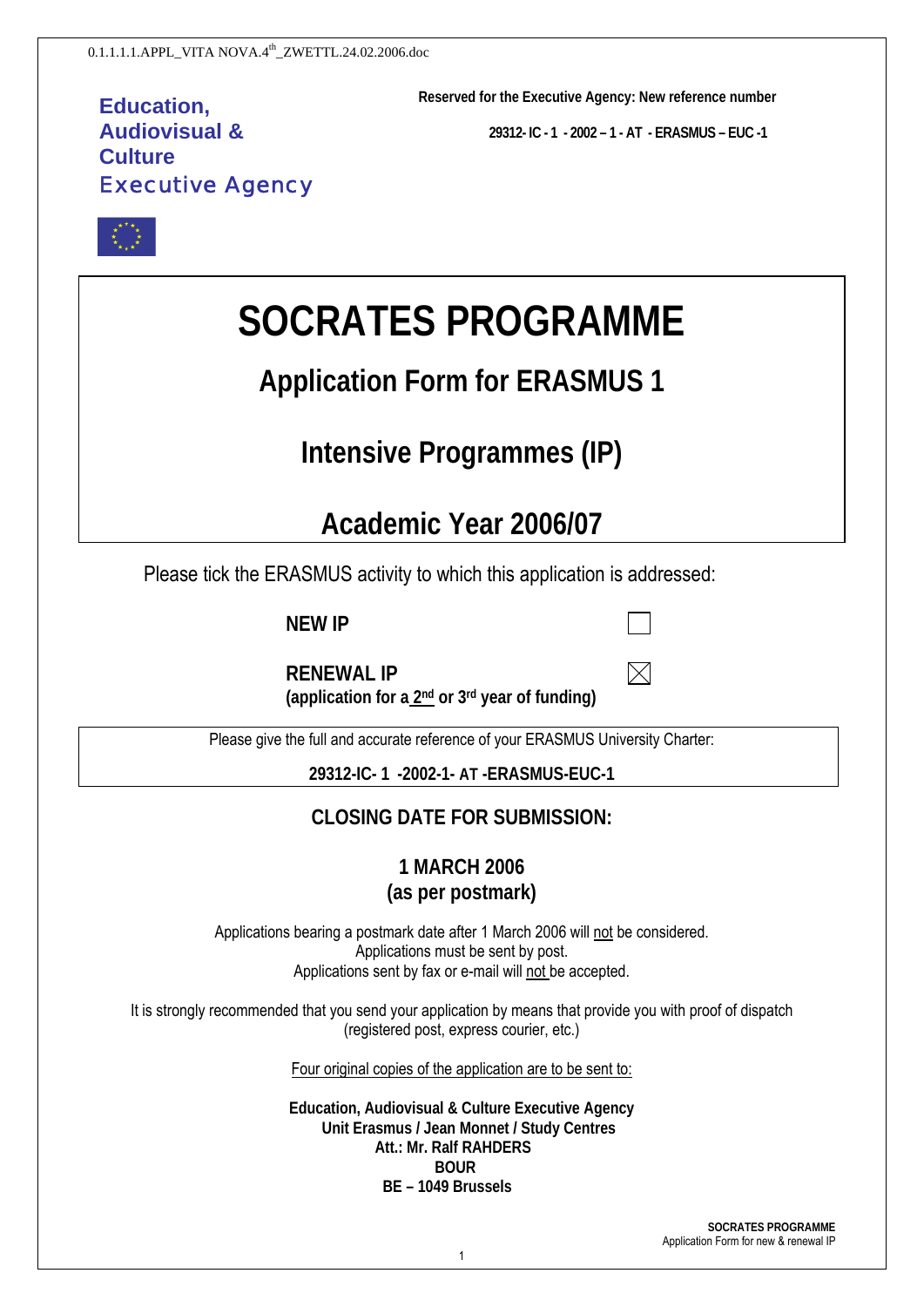0.1.1.1.1.APPL_VITA NOVA.4th_ZWETTL.24.02.2006.doc

**Education, Audiovisual & Culture**
**Executive Agency**

**Reserved for the Executive Agency: New reference number**

**29312- IC - 1 - 2002 – 1 - AT - ERASMUS – EUC -1**

# SOCRATES PROGRAMME

## Application Form for ERASMUS 1

## Intensive Programmes (IP)

## Academic Year 2006/07

Please tick the ERASMUS activity to which this application is addressed:

**NEW IP** ☐

**RENEWAL IP** ☒
**(application for a 2nd or 3rd year of funding)**

Please give the full and accurate reference of your ERASMUS University Charter:

**29312-IC- 1 -2002-1- AT -ERASMUS-EUC-1**

### CLOSING DATE FOR SUBMISSION:

**1 MARCH 2006**
**(as per postmark)**

Applications bearing a postmark date after 1 March 2006 will not be considered.
Applications must be sent by post.
Applications sent by fax or e-mail will not be accepted.

It is strongly recommended that you send your application by means that provide you with proof of dispatch (registered post, express courier, etc.)

Four original copies of the application are to be sent to:

**Education, Audiovisual & Culture Executive Agency**
**Unit Erasmus / Jean Monnet / Study Centres**
**Att.: Mr. Ralf RAHDERS**
**BOUR**
**BE – 1049 Brussels**

**SOCRATES PROGRAMME**
Application Form for new & renewal IP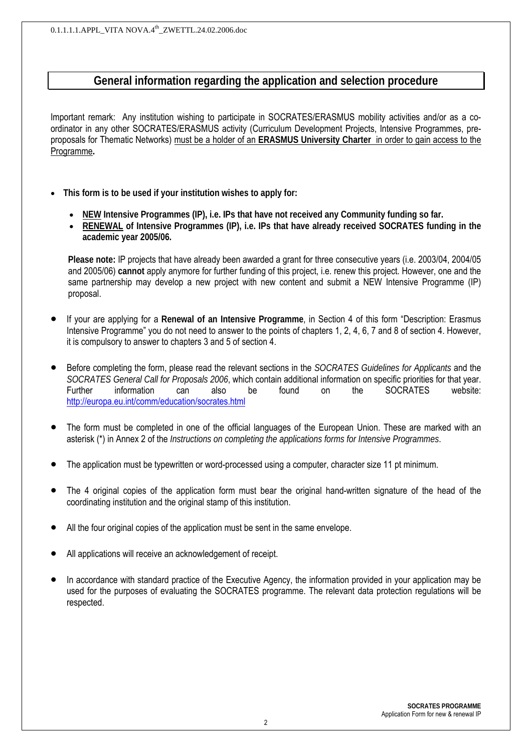## General information regarding the application and selection procedure

Important remark: Any institution wishing to participate in SOCRATES/ERASMUS mobility activities and/or as a co-ordinator in any other SOCRATES/ERASMUS activity (Curriculum Development Projects, Intensive Programmes, pre-proposals for Thematic Networks) must be a holder of an **ERASMUS University Charter** in order to gain access to the Programme**.**

- **This form is to be used if your institution wishes to apply for:**
  - **NEW Intensive Programmes (IP), i.e. IPs that have not received any Community funding so far.**
  - **RENEWAL of Intensive Programmes (IP), i.e. IPs that have already received SOCRATES funding in the academic year 2005/06.**

  **Please note:** IP projects that have already been awarded a grant for three consecutive years (i.e. 2003/04, 2004/05 and 2005/06) **cannot** apply anymore for further funding of this project, i.e. renew this project. However, one and the same partnership may develop a new project with new content and submit a NEW Intensive Programme (IP) proposal.

- If your are applying for a **Renewal of an Intensive Programme**, in Section 4 of this form "Description: Erasmus Intensive Programme" you do not need to answer to the points of chapters 1, 2, 4, 6, 7 and 8 of section 4. However, it is compulsory to answer to chapters 3 and 5 of section 4.

- Before completing the form, please read the relevant sections in the *SOCRATES Guidelines for Applicants* and the *SOCRATES General Call for Proposals 2006*, which contain additional information on specific priorities for that year. Further information can also be found on the SOCRATES website: http://europa.eu.int/comm/education/socrates.html

- The form must be completed in one of the official languages of the European Union. These are marked with an asterisk (*) in Annex 2 of the *Instructions on completing the applications forms for Intensive Programmes*.

- The application must be typewritten or word-processed using a computer, character size 11 pt minimum.

- The 4 original copies of the application form must bear the original hand-written signature of the head of the coordinating institution and the original stamp of this institution.

- All the four original copies of the application must be sent in the same envelope.

- All applications will receive an acknowledgement of receipt.

- In accordance with standard practice of the Executive Agency, the information provided in your application may be used for the purposes of evaluating the SOCRATES programme. The relevant data protection regulations will be respected.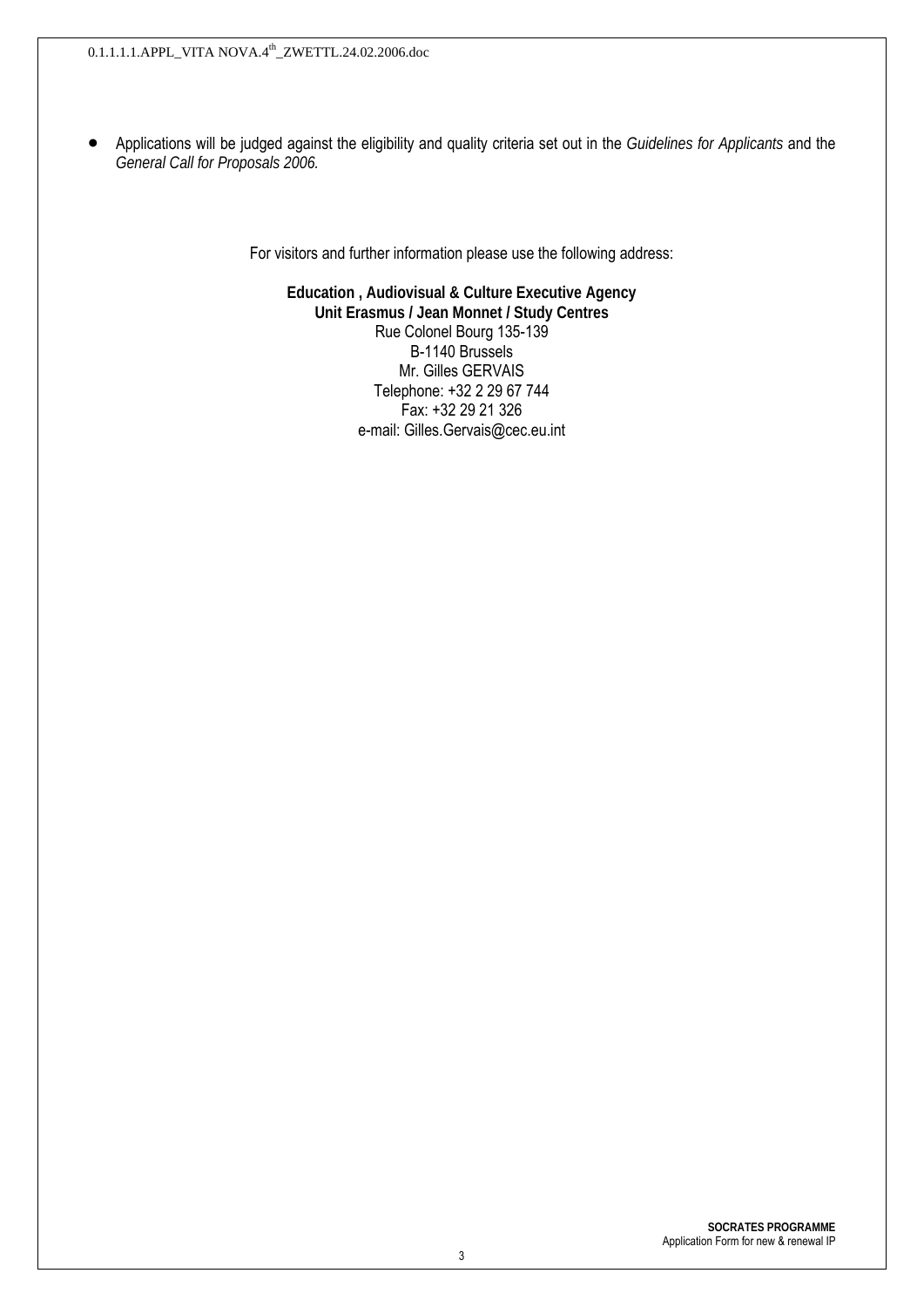- Applications will be judged against the eligibility and quality criteria set out in the *Guidelines for Applicants* and the *General Call for Proposals 2006.*

For visitors and further information please use the following address:

**Education , Audiovisual & Culture Executive Agency**
**Unit Erasmus / Jean Monnet / Study Centres**
Rue Colonel Bourg 135-139
B-1140 Brussels
Mr. Gilles GERVAIS
Telephone: +32 2 29 67 744
Fax: +32 29 21 326
e-mail: Gilles.Gervais@cec.eu.int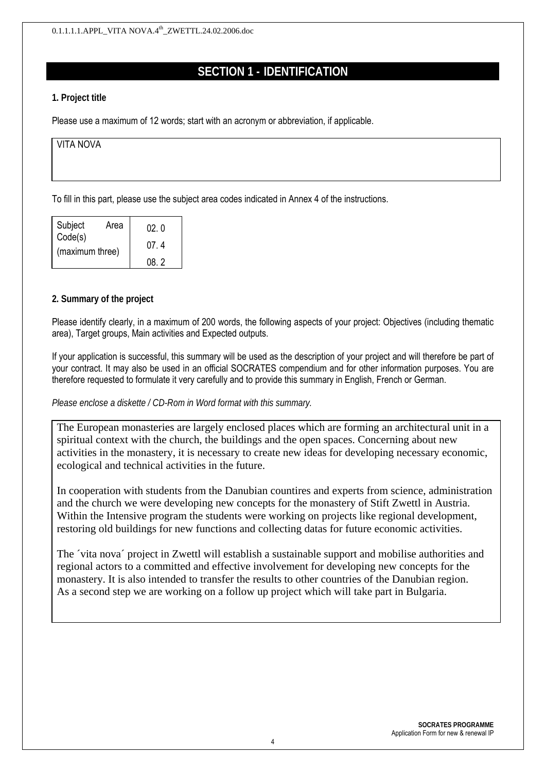# SECTION 1 - IDENTIFICATION

**1. Project title**

Please use a maximum of 12 words; start with an acronym or abbreviation, if applicable.

VITA NOVA

To fill in this part, please use the subject area codes indicated in Annex 4 of the instructions.

| Subject Area Code(s) (maximum three) | 02. 0 |
|---|---|
| | 07. 4 |
| | 08. 2 |

**2. Summary of the project**

Please identify clearly, in a maximum of 200 words, the following aspects of your project: Objectives (including thematic area), Target groups, Main activities and Expected outputs.

If your application is successful, this summary will be used as the description of your project and will therefore be part of your contract. It may also be used in an official SOCRATES compendium and for other information purposes. You are therefore requested to formulate it very carefully and to provide this summary in English, French or German.

*Please enclose a diskette / CD-Rom in Word format with this summary.*

The European monasteries are largely enclosed places which are forming an architectural unit in a spiritual context with the church, the buildings and the open spaces. Concerning about new activities in the monastery, it is necessary to create new ideas for developing necessary economic, ecological and technical activities in the future.

In cooperation with students from the Danubian countires and experts from science, administration and the church we were developing new concepts for the monastery of Stift Zwettl in Austria. Within the Intensive program the students were working on projects like regional development, restoring old buildings for new functions and collecting datas for future economic activities.

The ´vita nova´ project in Zwettl will establish a sustainable support and mobilise authorities and regional actors to a committed and effective involvement for developing new concepts for the monastery. It is also intended to transfer the results to other countries of the Danubian region. As a second step we are working on a follow up project which will take part in Bulgaria.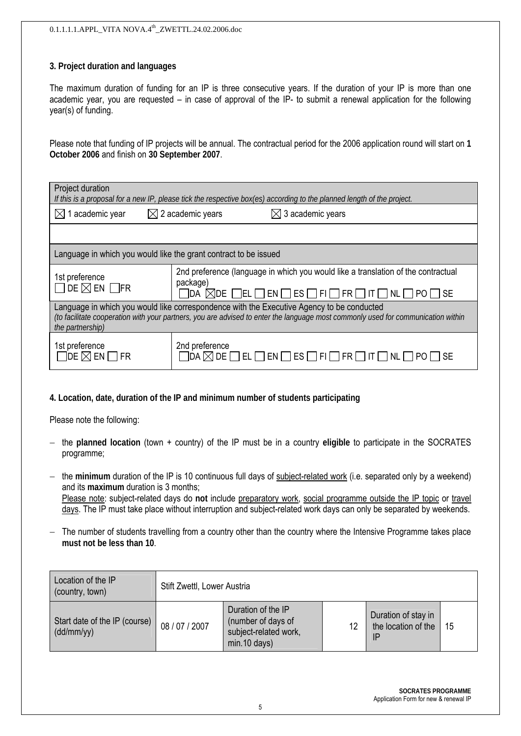### 3. Project duration and languages

The maximum duration of funding for an IP is three consecutive years. If the duration of your IP is more than one academic year, you are requested – in case of approval of the IP- to submit a renewal application for the following year(s) of funding.

Please note that funding of IP projects will be annual. The contractual period for the 2006 application round will start on **1 October 2006** and finish on **30 September 2007**.

| Project duration<br>*If this is a proposal for a new IP, please tick the respective box(es) according to the planned length of the project.* | |
|---|---|
| ☒ 1 academic year ☒ 2 academic years ☒ 3 academic years | |
| | |
| Language in which you would like the grant contract to be issued | |
| 1st preference<br>☐ DE ☒ EN ☐ FR | 2nd preference (language in which you would like a translation of the contractual package)<br>☐ DA ☒ DE ☐ EL ☐ EN ☐ ES ☐ FI ☐ FR ☐ IT ☐ NL ☐ PO ☐ SE |
| Language in which you would like correspondence with the Executive Agency to be conducted<br>*(to facilitate cooperation with your partners, you are advised to enter the language most commonly used for communication within the partnership)* | |
| 1st preference<br>☐ DE ☒ EN ☐ FR | 2nd preference<br>☐ DA ☒ DE ☐ EL ☐ EN ☐ ES ☐ FI ☐ FR ☐ IT ☐ NL ☐ PO ☐ SE |

### 4. Location, date, duration of the IP and minimum number of students participating

Please note the following:

- the **planned location** (town + country) of the IP must be in a country **eligible** to participate in the SOCRATES programme;
- the **minimum** duration of the IP is 10 continuous full days of subject-related work (i.e. separated only by a weekend) and its **maximum** duration is 3 months;
  Please note: subject-related days do **not** include preparatory work, social programme outside the IP topic or travel days. The IP must take place without interruption and subject-related work days can only be separated by weekends.
- The number of students travelling from a country other than the country where the Intensive Programme takes place **must not be less than 10**.

| Location of the IP (country, town) | Stift Zwettl, Lower Austria | | | | |
|---|---|---|---|---|---|
| Start date of the IP (course) (dd/mm/yy) | 08 / 07 / 2007 | Duration of the IP (number of days of subject-related work, min.10 days) | 12 | Duration of stay in the location of the IP | 15 |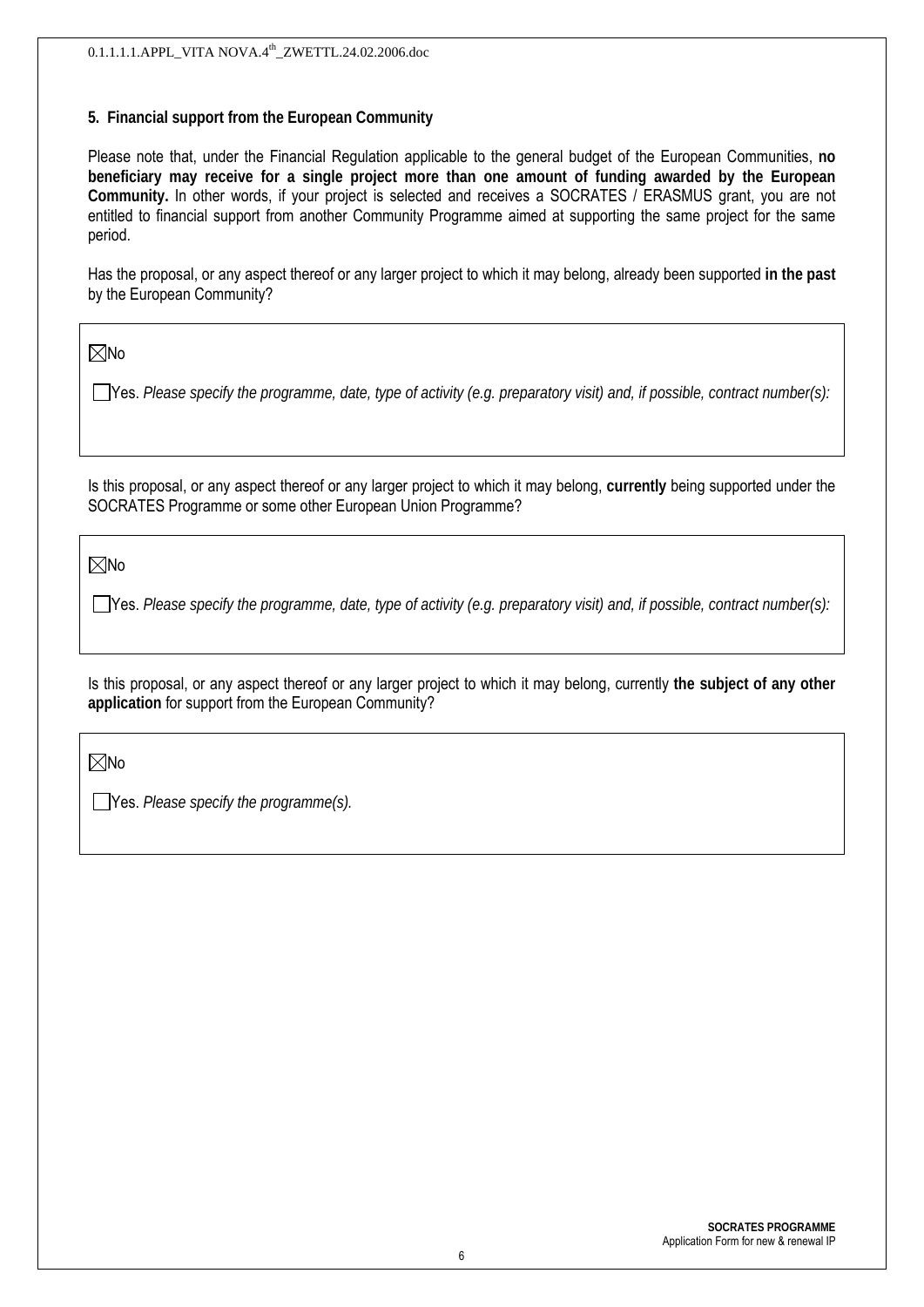## 5. Financial support from the European Community

Please note that, under the Financial Regulation applicable to the general budget of the European Communities, **no beneficiary may receive for a single project more than one amount of funding awarded by the European Community.** In other words, if your project is selected and receives a SOCRATES / ERASMUS grant, you are not entitled to financial support from another Community Programme aimed at supporting the same project for the same period.

Has the proposal, or any aspect thereof or any larger project to which it may belong, already been supported **in the past** by the European Community?

☒ No

☐ Yes. *Please specify the programme, date, type of activity (e.g. preparatory visit) and, if possible, contract number(s):*

Is this proposal, or any aspect thereof or any larger project to which it may belong, **currently** being supported under the SOCRATES Programme or some other European Union Programme?

☒ No

☐ Yes. *Please specify the programme, date, type of activity (e.g. preparatory visit) and, if possible, contract number(s):*

Is this proposal, or any aspect thereof or any larger project to which it may belong, currently **the subject of any other application** for support from the European Community?

☒ No

☐ Yes. *Please specify the programme(s).*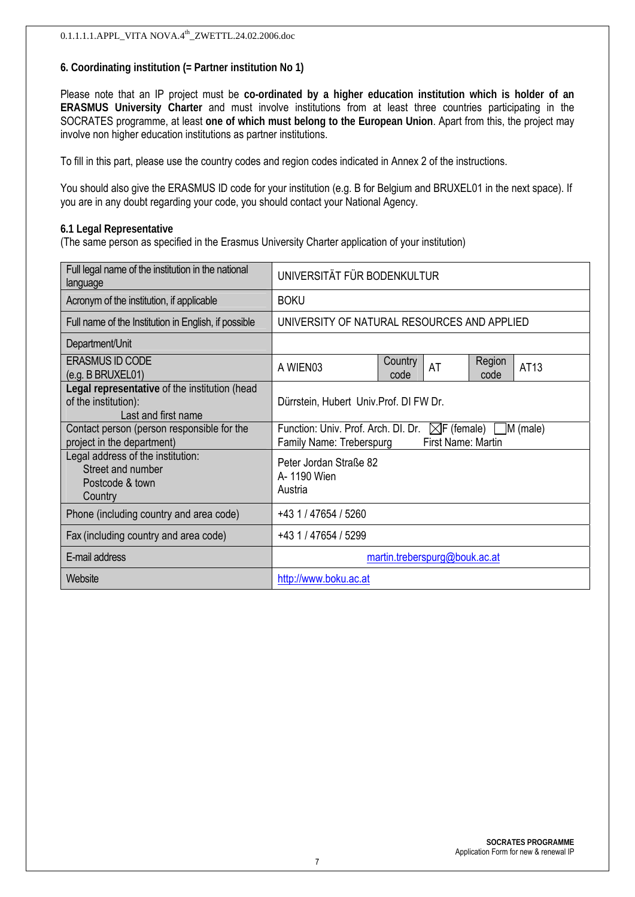### 6. Coordinating institution (= Partner institution No 1)

Please note that an IP project must be **co-ordinated by a higher education institution which is holder of an ERASMUS University Charter** and must involve institutions from at least three countries participating in the SOCRATES programme, at least **one of which must belong to the European Union**. Apart from this, the project may involve non higher education institutions as partner institutions.

To fill in this part, please use the country codes and region codes indicated in Annex 2 of the instructions.

You should also give the ERASMUS ID code for your institution (e.g. B for Belgium and BRUXEL01 in the next space). If you are in any doubt regarding your code, you should contact your National Agency.

#### 6.1 Legal Representative

(The same person as specified in the Erasmus University Charter application of your institution)

| | | | | | |
|---|---|---|---|---|---|
| Full legal name of the institution in the national language | UNIVERSITÄT FÜR BODENKULTUR | | | | |
| Acronym of the institution, if applicable | BOKU | | | | |
| Full name of the Institution in English, if possible | UNIVERSITY OF NATURAL RESOURCES AND APPLIED | | | | |
| Department/Unit | | | | | |
| ERASMUS ID CODE (e.g. B BRUXEL01) | A WIEN03 | Country code | AT | Region code | AT13 |
| **Legal representative** of the institution (head of the institution): Last and first name | Dürrstein, Hubert Univ.Prof. DI FW Dr. | | | | |
| Contact person (person responsible for the project in the department) | Function: Univ. Prof. Arch. DI. Dr. ☒F (female) ☐M (male)<br>Family Name: Treberspurg First Name: Martin | | | | |
| Legal address of the institution:<br>Street and number<br>Postcode & town<br>Country | Peter Jordan Straße 82<br>A- 1190 Wien<br>Austria | | | | |
| Phone (including country and area code) | +43 1 / 47654 / 5260 | | | | |
| Fax (including country and area code) | +43 1 / 47654 / 5299 | | | | |
| E-mail address | martin.treberspurg@bouk.ac.at | | | | |
| Website | http://www.boku.ac.at | | | | |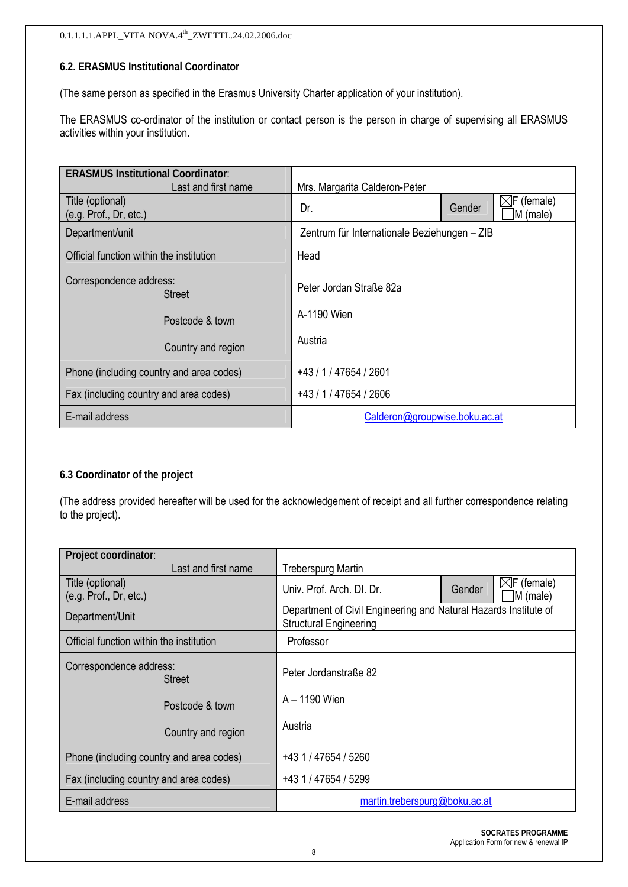### 6.2. ERASMUS Institutional Coordinator

(The same person as specified in the Erasmus University Charter application of your institution).

The ERASMUS co-ordinator of the institution or contact person is the person in charge of supervising all ERASMUS activities within your institution.

| **ERASMUS Institutional Coordinator**: Last and first name | Mrs. Margarita Calderon-Peter | | |
|---|---|---|---|
| Title (optional) (e.g. Prof., Dr, etc.) | Dr. | Gender | ☒F (female) ☐M (male) |
| Department/unit | Zentrum für Internationale Beziehungen – ZIB | | |
| Official function within the institution | Head | | |
| Correspondence address: Street<br>Postcode & town<br>Country and region | Peter Jordan Straße 82a<br>A-1190 Wien<br>Austria | | |
| Phone (including country and area codes) | +43 / 1 / 47654 / 2601 | | |
| Fax (including country and area codes) | +43 / 1 / 47654 / 2606 | | |
| E-mail address | Calderon@groupwise.boku.ac.at | | |

### 6.3 Coordinator of the project

(The address provided hereafter will be used for the acknowledgement of receipt and all further correspondence relating to the project).

| **Project coordinator**: Last and first name | Treberspurg Martin | | |
|---|---|---|---|
| Title (optional) (e.g. Prof., Dr, etc.) | Univ. Prof. Arch. DI. Dr. | Gender | ☒F (female) ☐M (male) |
| Department/Unit | Department of Civil Engineering and Natural Hazards Institute of Structural Engineering | | |
| Official function within the institution | Professor | | |
| Correspondence address: Street<br>Postcode & town<br>Country and region | Peter Jordanstraße 82<br>A – 1190 Wien<br>Austria | | |
| Phone (including country and area codes) | +43 1 / 47654 / 5260 | | |
| Fax (including country and area codes) | +43 1 / 47654 / 5299 | | |
| E-mail address | martin.treberspurg@boku.ac.at | | |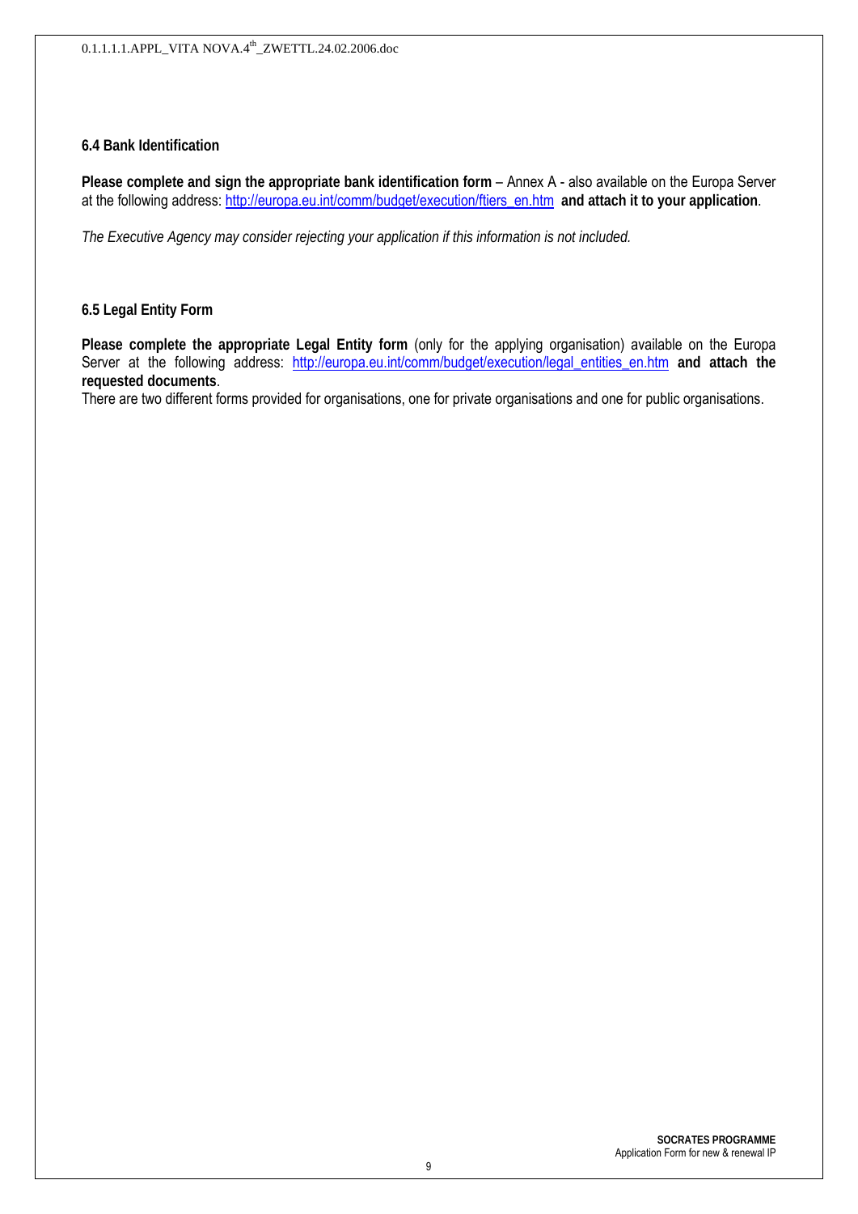### 6.4 Bank Identification

**Please complete and sign the appropriate bank identification form** – Annex A - also available on the Europa Server at the following address: http://europa.eu.int/comm/budget/execution/ftiers_en.htm **and attach it to your application**.

*The Executive Agency may consider rejecting your application if this information is not included.*

### 6.5 Legal Entity Form

**Please complete the appropriate Legal Entity form** (only for the applying organisation) available on the Europa Server at the following address: http://europa.eu.int/comm/budget/execution/legal_entities_en.htm **and attach the requested documents**.

There are two different forms provided for organisations, one for private organisations and one for public organisations.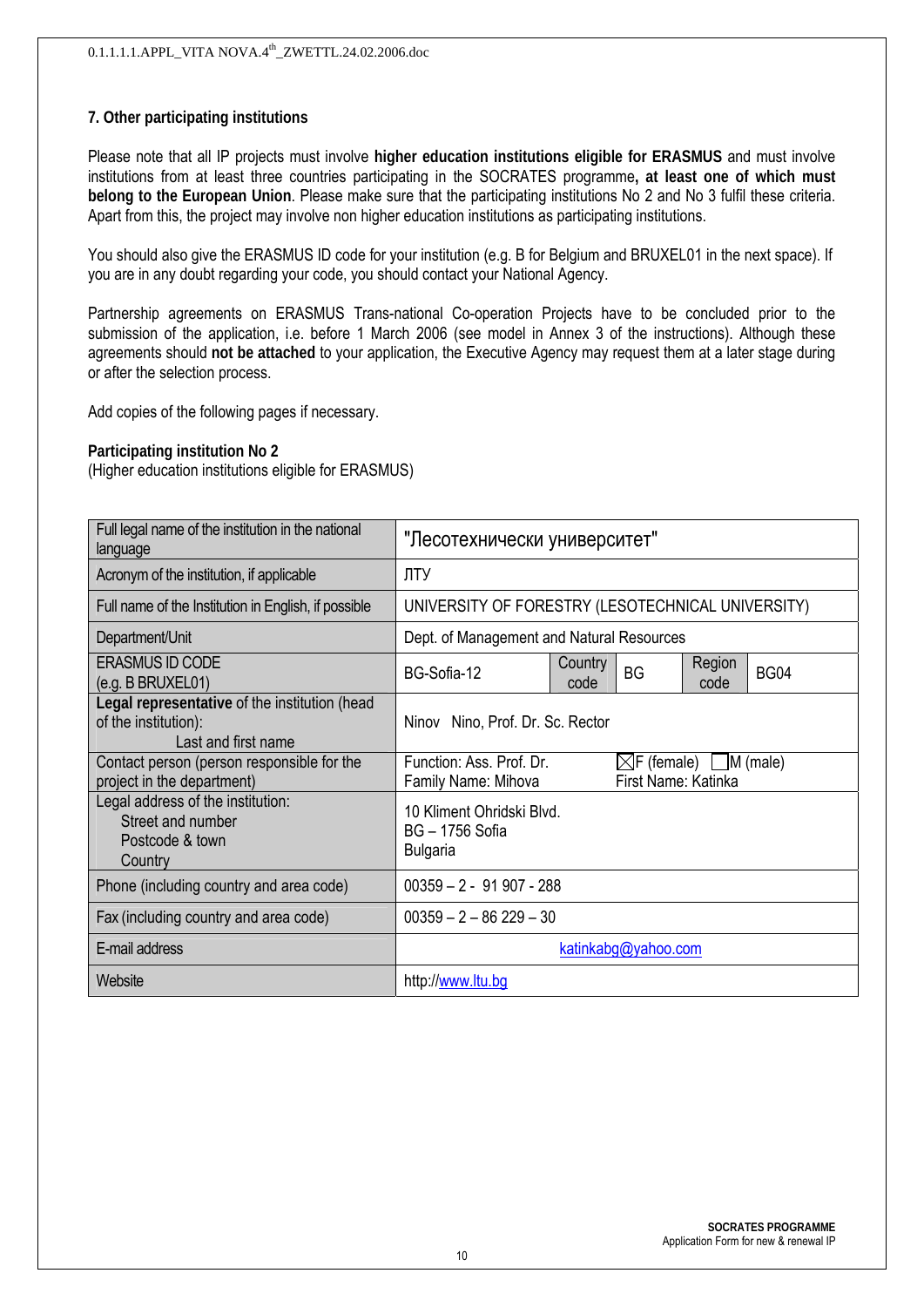### 7. Other participating institutions

Please note that all IP projects must involve **higher education institutions eligible for ERASMUS** and must involve institutions from at least three countries participating in the SOCRATES programme**, at least one of which must belong to the European Union**. Please make sure that the participating institutions No 2 and No 3 fulfil these criteria. Apart from this, the project may involve non higher education institutions as participating institutions.

You should also give the ERASMUS ID code for your institution (e.g. B for Belgium and BRUXEL01 in the next space). If you are in any doubt regarding your code, you should contact your National Agency.

Partnership agreements on ERASMUS Trans-national Co-operation Projects have to be concluded prior to the submission of the application, i.e. before 1 March 2006 (see model in Annex 3 of the instructions). Although these agreements should **not be attached** to your application, the Executive Agency may request them at a later stage during or after the selection process.

Add copies of the following pages if necessary.

**Participating institution No 2**
(Higher education institutions eligible for ERASMUS)

| Field | | | | | |
|---|---|---|---|---|---|
| Full legal name of the institution in the national language | "Лесотехнически университет" | | | | |
| Acronym of the institution, if applicable | ЛТУ | | | | |
| Full name of the Institution in English, if possible | UNIVERSITY OF FORESTRY (LESOTECHNICAL UNIVERSITY) | | | | |
| Department/Unit | Dept. of Management and Natural Resources | | | | |
| ERASMUS ID CODE (e.g. B BRUXEL01) | BG-Sofia-12 | Country code | BG | Region code | BG04 |
| **Legal representative** of the institution (head of the institution): Last and first name | Ninov Nino, Prof. Dr. Sc. Rector | | | | |
| Contact person (person responsible for the project in the department) | Function: Ass. Prof. Dr. Family Name: Mihova | ☒F (female) ☐M (male) First Name: Katinka | | | |
| Legal address of the institution: Street and number, Postcode & town, Country | 10 Kliment Ohridski Blvd. BG – 1756 Sofia Bulgaria | | | | |
| Phone (including country and area code) | 00359 – 2 - 91 907 - 288 | | | | |
| Fax (including country and area code) | 00359 – 2 – 86 229 – 30 | | | | |
| E-mail address | katinkabg@yahoo.com | | | | |
| Website | http://www.ltu.bg | | | | |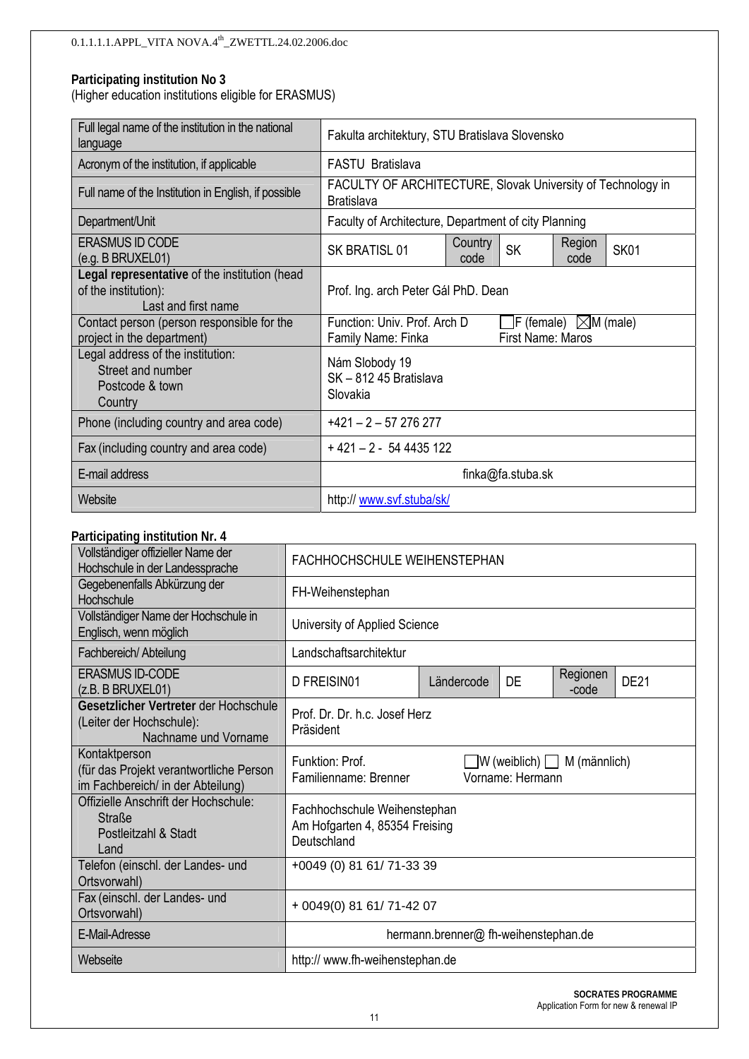**Participating institution No 3**
(Higher education institutions eligible for ERASMUS)

| Full legal name of the institution in the national language | Fakulta architektury, STU Bratislava Slovensko | | | | |
|---|---|---|---|---|---|
| Acronym of the institution, if applicable | FASTU Bratislava | | | | |
| Full name of the Institution in English, if possible | FACULTY OF ARCHITECTURE, Slovak University of Technology in Bratislava | | | | |
| Department/Unit | Faculty of Architecture, Department of city Planning | | | | |
| ERASMUS ID CODE (e.g. B BRUXEL01) | SK BRATISL 01 | Country code | SK | Region code | SK01 |
| **Legal representative** of the institution (head of the institution): Last and first name | Prof. Ing. arch Peter Gál PhD. Dean | | | | |
| Contact person (person responsible for the project in the department) | Function: Univ. Prof. Arch D ☐F (female) ☒M (male)<br>Family Name: Finka First Name: Maros | | | | |
| Legal address of the institution: Street and number, Postcode & town, Country | Nám Slobody 19<br>SK – 812 45 Bratislava<br>Slovakia | | | | |
| Phone (including country and area code) | +421 – 2 – 57 276 277 | | | | |
| Fax (including country and area code) | + 421 – 2 - 54 4435 122 | | | | |
| E-mail address | finka@fa.stuba.sk | | | | |
| Website | http:// www.svf.stuba/sk/ | | | | |

**Participating institution Nr. 4**

| Vollständiger offizieller Name der Hochschule in der Landessprache | FACHHOCHSCHULE WEIHENSTEPHAN | | | | |
|---|---|---|---|---|---|
| Gegebenenfalls Abkürzung der Hochschule | FH-Weihenstephan | | | | |
| Vollständiger Name der Hochschule in Englisch, wenn möglich | University of Applied Science | | | | |
| Fachbereich/ Abteilung | Landschaftsarchitektur | | | | |
| ERASMUS ID-CODE (z.B. B BRUXEL01) | D FREISIN01 | Ländercode | DE | Regionen-code | DE21 |
| **Gesetzlicher Vertreter** der Hochschule (Leiter der Hochschule): Nachname und Vorname | Prof. Dr. Dr. h.c. Josef Herz<br>Präsident | | | | |
| Kontaktperson (für das Projekt verantwortliche Person im Fachbereich/ in der Abteilung) | Funktion: Prof. ☐W (weiblich) ☐ M (männlich)<br>Familienname: Brenner Vorname: Hermann | | | | |
| Offizielle Anschrift der Hochschule: Straße, Postleitzahl & Stadt, Land | Fachhochschule Weihenstephan<br>Am Hofgarten 4, 85354 Freising<br>Deutschland | | | | |
| Telefon (einschl. der Landes- und Ortsvorwahl) | +0049 (0) 81 61/ 71-33 39 | | | | |
| Fax (einschl. der Landes- und Ortsvorwahl) | + 0049(0) 81 61/ 71-42 07 | | | | |
| E-Mail-Adresse | hermann.brenner@ fh-weihenstephan.de | | | | |
| Webseite | http:// www.fh-weihenstephan.de | | | | |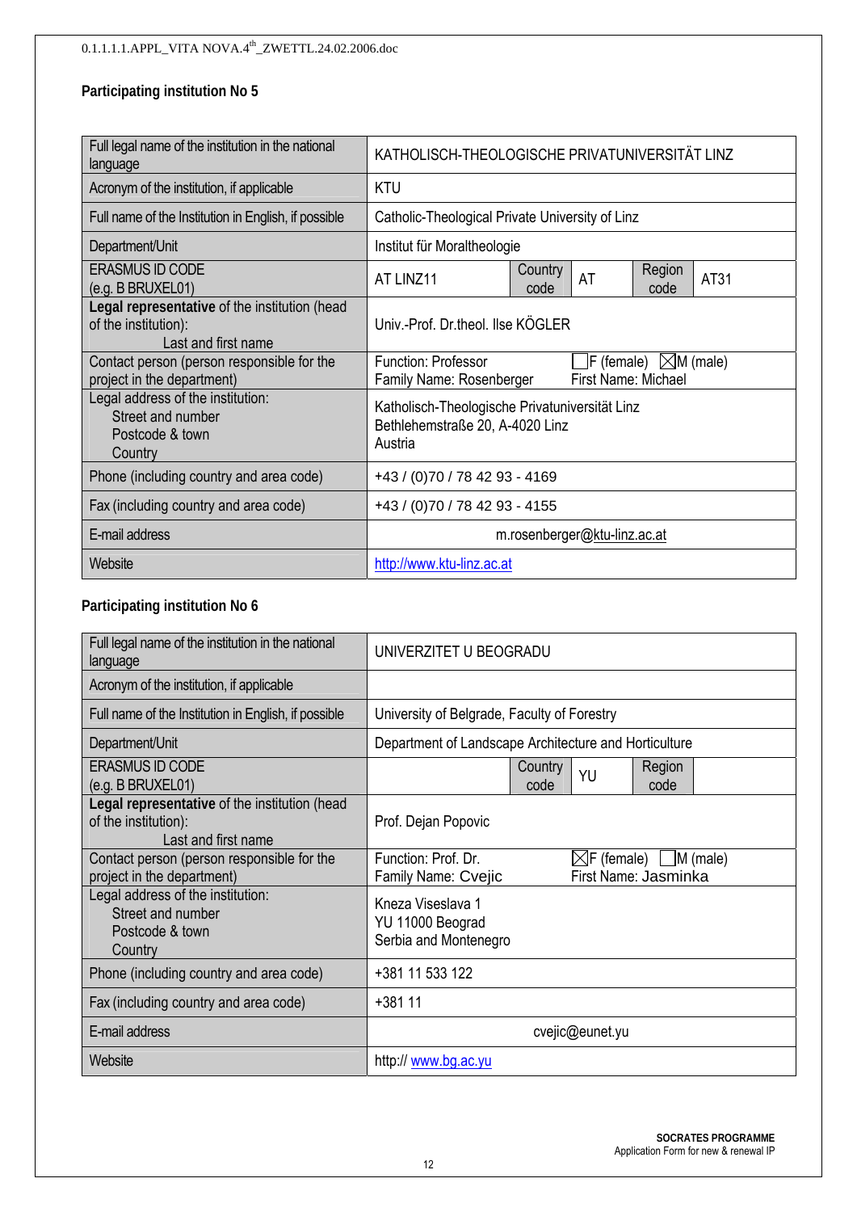### Participating institution No 5

| Full legal name of the institution in the national language | KATHOLISCH-THEOLOGISCHE PRIVATUNIVERSITÄT LINZ | | | | |
|---|---|---|---|---|---|
| Acronym of the institution, if applicable | KTU | | | | |
| Full name of the Institution in English, if possible | Catholic-Theological Private University of Linz | | | | |
| Department/Unit | Institut für Moraltheologie | | | | |
| ERASMUS ID CODE (e.g. B BRUXEL01) | AT LINZ11 | Country code | AT | Region code | AT31 |
| **Legal representative** of the institution (head of the institution): Last and first name | Univ.-Prof. Dr.theol. Ilse KÖGLER | | | | |
| Contact person (person responsible for the project in the department) | Function: Professor<br>Family Name: Rosenberger | ☐F (female) ☒M (male)<br>First Name: Michael | | | |
| Legal address of the institution: Street and number, Postcode & town, Country | Katholisch-Theologische Privatuniversität Linz<br>Bethlehemstraße 20, A-4020 Linz<br>Austria | | | | |
| Phone (including country and area code) | +43 / (0)70 / 78 42 93 - 4169 | | | | |
| Fax (including country and area code) | +43 / (0)70 / 78 42 93 - 4155 | | | | |
| E-mail address | m.rosenberger@ktu-linz.ac.at | | | | |
| Website | http://www.ktu-linz.ac.at | | | | |

### Participating institution No 6

| Full legal name of the institution in the national language | UNIVERZITET U BEOGRADU | | | | |
|---|---|---|---|---|---|
| Acronym of the institution, if applicable | | | | | |
| Full name of the Institution in English, if possible | University of Belgrade, Faculty of Forestry | | | | |
| Department/Unit | Department of Landscape Architecture and Horticulture | | | | |
| ERASMUS ID CODE (e.g. B BRUXEL01) | | Country code | YU | Region code | |
| **Legal representative** of the institution (head of the institution): Last and first name | Prof. Dejan Popovic | | | | |
| Contact person (person responsible for the project in the department) | Function: Prof. Dr.<br>Family Name: Cvejic | ☒F (female) ☐M (male)<br>First Name: Jasminka | | | |
| Legal address of the institution: Street and number, Postcode & town, Country | Kneza Viseslava 1<br>YU 11000 Beograd<br>Serbia and Montenegro | | | | |
| Phone (including country and area code) | +381 11 533 122 | | | | |
| Fax (including country and area code) | +381 11 | | | | |
| E-mail address | cvejic@eunet.yu | | | | |
| Website | http:// www.bg.ac.yu | | | | |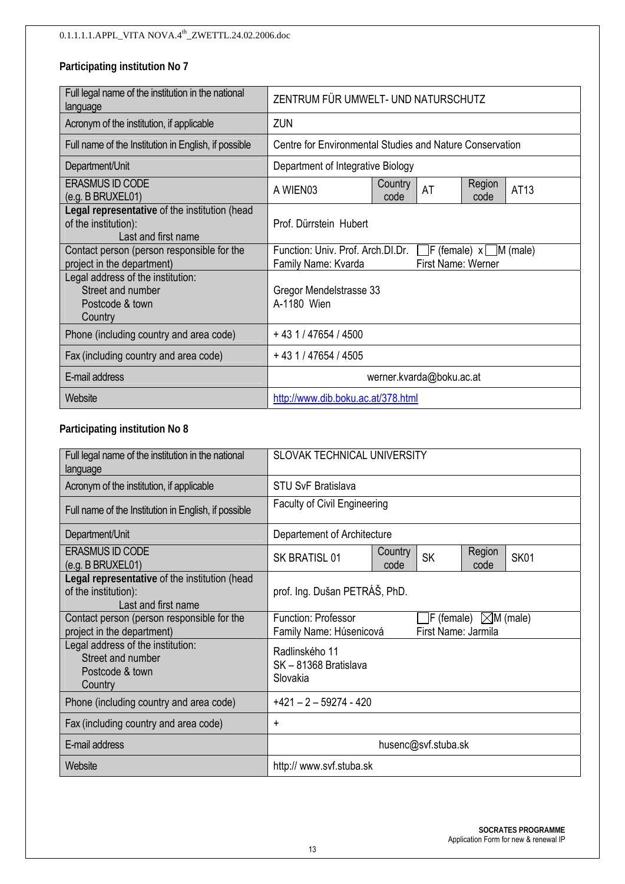## Participating institution No 7

| | | | | | |
|---|---|---|---|---|---|
| Full legal name of the institution in the national language | ZENTRUM FÜR UMWELT- UND NATURSCHUTZ | | | | |
| Acronym of the institution, if applicable | ZUN | | | | |
| Full name of the Institution in English, if possible | Centre for Environmental Studies and Nature Conservation | | | | |
| Department/Unit | Department of Integrative Biology | | | | |
| ERASMUS ID CODE (e.g. B BRUXEL01) | A WIEN03 | Country code | AT | Region code | AT13 |
| **Legal representative** of the institution (head of the institution): Last and first name | Prof. Dürrstein Hubert | | | | |
| Contact person (person responsible for the project in the department) | Function: Univ. Prof. Arch.DI.Dr. ☐F (female) x ☐M (male) Family Name: Kvarda First Name: Werner | | | | |
| Legal address of the institution: Street and number Postcode & town Country | Gregor Mendelstrasse 33 A-1180 Wien | | | | |
| Phone (including country and area code) | + 43 1 / 47654 / 4500 | | | | |
| Fax (including country and area code) | + 43 1 / 47654 / 4505 | | | | |
| E-mail address | werner.kvarda@boku.ac.at | | | | |
| Website | http://www.dib.boku.ac.at/378.html | | | | |

## Participating institution No 8

| | | | | | |
|---|---|---|---|---|---|
| Full legal name of the institution in the national language | SLOVAK TECHNICAL UNIVERSITY | | | | |
| Acronym of the institution, if applicable | STU SvF Bratislava | | | | |
| Full name of the Institution in English, if possible | Faculty of Civil Engineering | | | | |
| Department/Unit | Departement of Architecture | | | | |
| ERASMUS ID CODE (e.g. B BRUXEL01) | SK BRATISL 01 | Country code | SK | Region code | SK01 |
| **Legal representative** of the institution (head of the institution): Last and first name | prof. Ing. Dušan PETRÁŠ, PhD. | | | | |
| Contact person (person responsible for the project in the department) | Function: Professor ☐F (female) ☒M (male) Family Name: Húsenicová First Name: Jarmila | | | | |
| Legal address of the institution: Street and number Postcode & town Country | Radlinského 11 SK – 81368 Bratislava Slovakia | | | | |
| Phone (including country and area code) | +421 – 2 – 59274 - 420 | | | | |
| Fax (including country and area code) | + | | | | |
| E-mail address | husenc@svf.stuba.sk | | | | |
| Website | http:// www.svf.stuba.sk | | | | |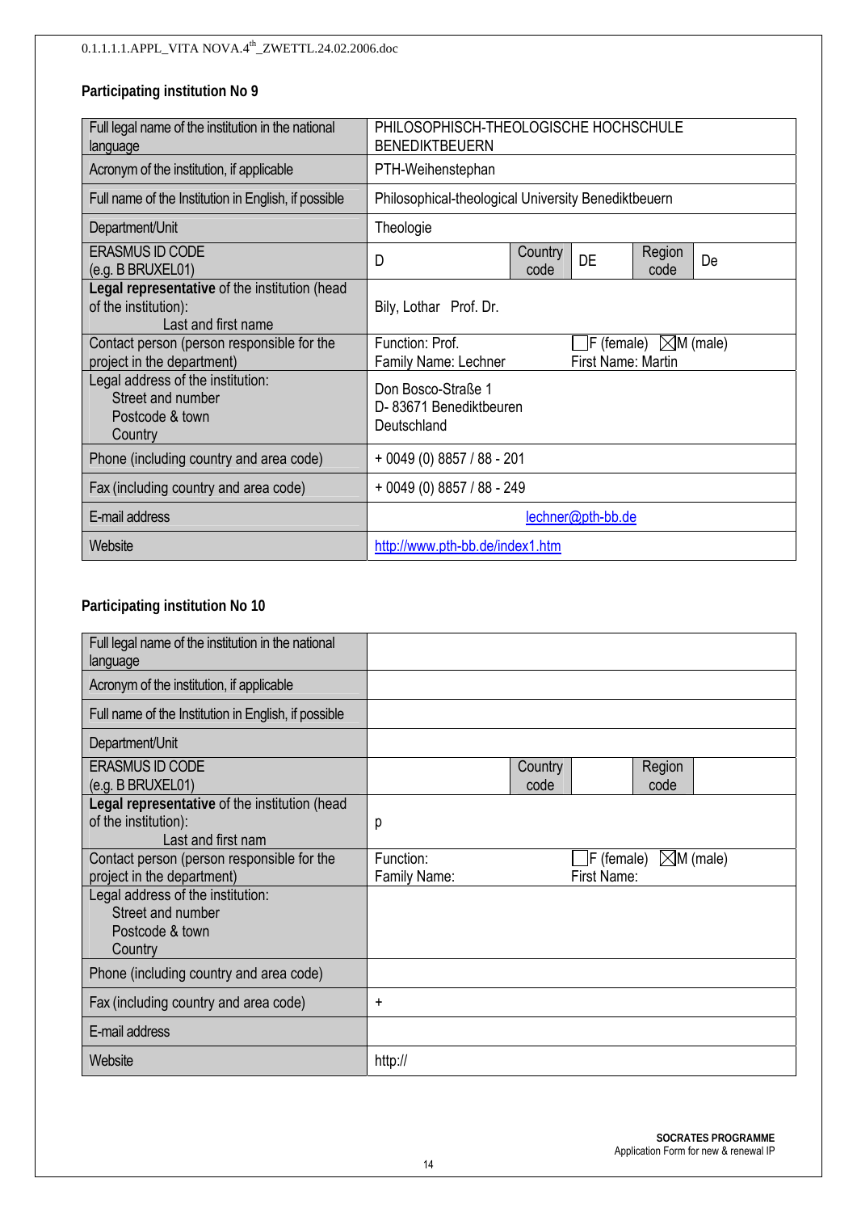### Participating institution No 9

| | | | | | |
|---|---|---|---|---|---|
| Full legal name of the institution in the national language | PHILOSOPHISCH-THEOLOGISCHE HOCHSCHULE BENEDIKTBEUERN | | | | |
| Acronym of the institution, if applicable | PTH-Weihenstephan | | | | |
| Full name of the Institution in English, if possible | Philosophical-theological University Benediktbeuern | | | | |
| Department/Unit | Theologie | | | | |
| ERASMUS ID CODE (e.g. B BRUXEL01) | D | Country code | DE | Region code | De |
| **Legal representative** of the institution (head of the institution): Last and first name | Bily, Lothar Prof. Dr. | | | | |
| Contact person (person responsible for the project in the department) | Function: Prof. Family Name: Lechner | | ☐F (female) ☒M (male) First Name: Martin | | |
| Legal address of the institution: Street and number Postcode & town Country | Don Bosco-Straße 1 D- 83671 Benediktbeuren Deutschland | | | | |
| Phone (including country and area code) | + 0049 (0) 8857 / 88 - 201 | | | | |
| Fax (including country and area code) | + 0049 (0) 8857 / 88 - 249 | | | | |
| E-mail address | lechner@pth-bb.de | | | | |
| Website | http://www.pth-bb.de/index1.htm | | | | |

### Participating institution No 10

| | | | | | |
|---|---|---|---|---|---|
| Full legal name of the institution in the national language | | | | | |
| Acronym of the institution, if applicable | | | | | |
| Full name of the Institution in English, if possible | | | | | |
| Department/Unit | | | | | |
| ERASMUS ID CODE (e.g. B BRUXEL01) | | Country code | | Region code | |
| **Legal representative** of the institution (head of the institution): Last and first nam | p | | | | |
| Contact person (person responsible for the project in the department) | Function: Family Name: | | ☐F (female) ☒M (male) First Name: | | |
| Legal address of the institution: Street and number Postcode & town Country | | | | | |
| Phone (including country and area code) | | | | | |
| Fax (including country and area code) | + | | | | |
| E-mail address | | | | | |
| Website | http:// | | | | |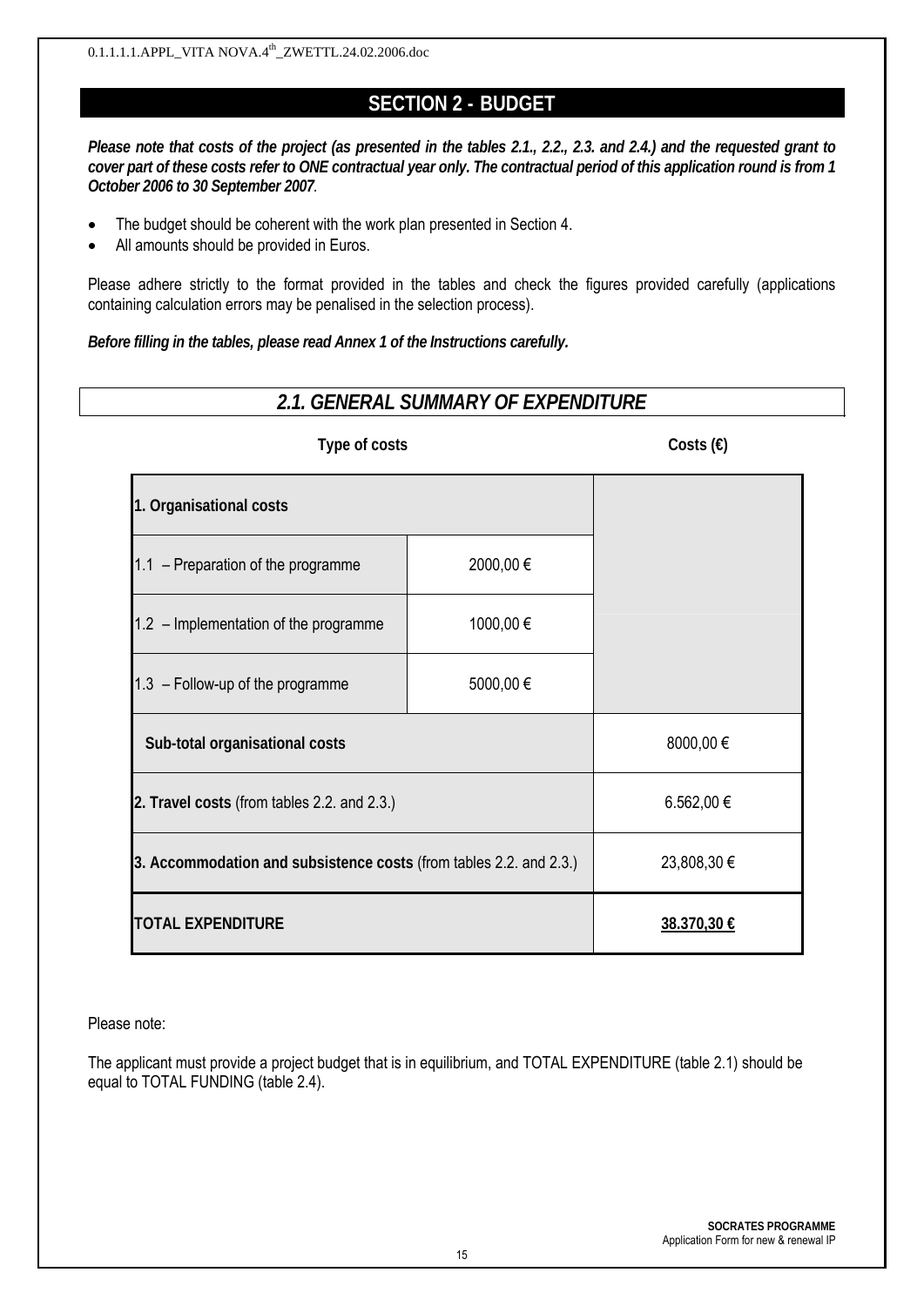## SECTION 2 - BUDGET

***Please note that costs of the project (as presented in the tables 2.1., 2.2., 2.3. and 2.4.) and the requested grant to cover part of these costs refer to ONE contractual year only. The contractual period of this application round is from 1 October 2006 to 30 September 2007**.*

- The budget should be coherent with the work plan presented in Section 4.
- All amounts should be provided in Euros.

Please adhere strictly to the format provided in the tables and check the figures provided carefully (applications containing calculation errors may be penalised in the selection process).

***Before filling in the tables, please read Annex 1 of the Instructions carefully.***

### *2.1. GENERAL SUMMARY OF EXPENDITURE*

| **Type of costs** | | **Costs (€)** |
|---|---|---|
| **1. Organisational costs** | | |
| 1.1 – Preparation of the programme | 2000,00 € | |
| 1.2 – Implementation of the programme | 1000,00 € | |
| 1.3 – Follow-up of the programme | 5000,00 € | |
| **Sub-total organisational costs** | | 8000,00 € |
| **2. Travel costs** (from tables 2.2. and 2.3.) | | 6.562,00 € |
| **3. Accommodation and subsistence costs** (from tables 2.2. and 2.3.) | | 23,808,30 € |
| **TOTAL EXPENDITURE** | | **38.370,30 €** |

Please note:

The applicant must provide a project budget that is in equilibrium, and TOTAL EXPENDITURE (table 2.1) should be equal to TOTAL FUNDING (table 2.4).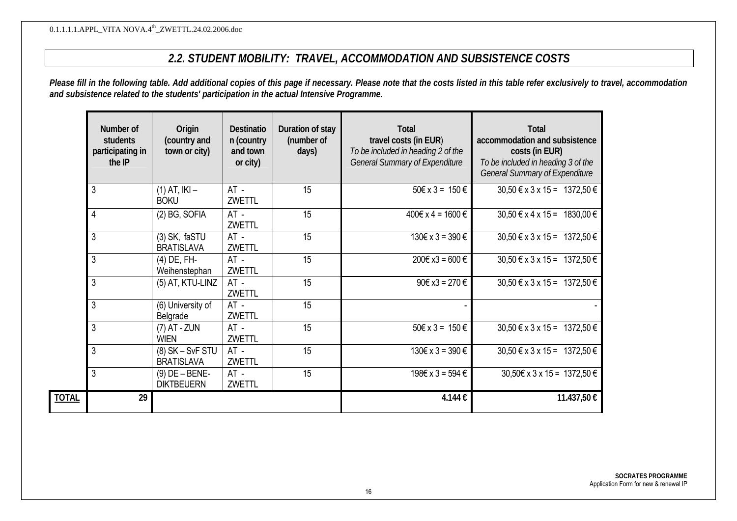## 2.2. STUDENT MOBILITY: TRAVEL, ACCOMMODATION AND SUBSISTENCE COSTS

***Please fill in the following table. Add additional copies of this page if necessary. Please note that the costs listed in this table refer exclusively to travel, accommodation and subsistence related to the students' participation in the actual Intensive Programme.***

| | Number of students participating in the IP | Origin (country and town or city) | Destination (country and town or city) | Duration of stay (number of days) | Total travel costs (in EUR) *To be included in heading 2 of the General Summary of Expenditure* | Total accommodation and subsistence costs (in EUR) *To be included in heading 3 of the General Summary of Expenditure* |
|---|---|---|---|---|---|---|
| | 3 | (1) AT, IKI – BOKU | AT - ZWETTL | 15 | 50€ x 3 = 150 € | 30,50 € x 3 x 15 = 1372,50 € |
| | 4 | (2) BG, SOFIA | AT - ZWETTL | 15 | 400€ x 4 = 1600 € | 30,50 € x 4 x 15 = 1830,00 € |
| | 3 | (3) SK, faSTU BRATISLAVA | AT - ZWETTL | 15 | 130€ x 3 = 390 € | 30,50 € x 3 x 15 = 1372,50 € |
| | 3 | (4) DE, FH-Weihenstephan | AT - ZWETTL | 15 | 200€ x3 = 600 € | 30,50 € x 3 x 15 = 1372,50 € |
| | 3 | (5) AT, KTU-LINZ | AT - ZWETTL | 15 | 90€ x3 = 270 € | 30,50 € x 3 x 15 = 1372,50 € |
| | 3 | (6) University of Belgrade | AT - ZWETTL | 15 | - | - |
| | 3 | (7) AT - ZUN WIEN | AT - ZWETTL | 15 | 50€ x 3 = 150 € | 30,50 € x 3 x 15 = 1372,50 € |
| | 3 | (8) SK – SvF STU BRATISLAVA | AT - ZWETTL | 15 | 130€ x 3 = 390 € | 30,50 € x 3 x 15 = 1372,50 € |
| | 3 | (9) DE – BENE-DIKTBEUERN | AT - ZWETTL | 15 | 198€ x 3 = 594 € | 30,50€ x 3 x 15 = 1372,50 € |
| **TOTAL** | **29** | | | | **4.144 €** | **11.437,50 €** |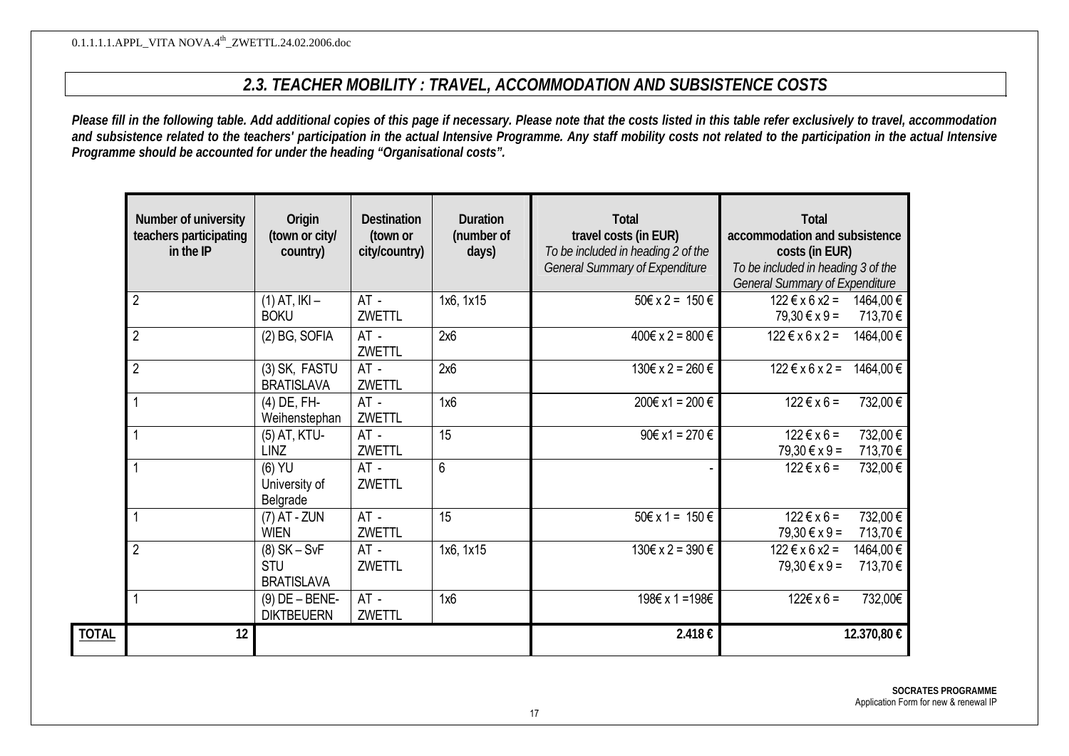## 2.3. TEACHER MOBILITY : TRAVEL, ACCOMMODATION AND SUBSISTENCE COSTS

***Please fill in the following table. Add additional copies of this page if necessary. Please note that the costs listed in this table refer exclusively to travel, accommodation and subsistence related to the teachers' participation in the actual Intensive Programme. Any staff mobility costs not related to the participation in the actual Intensive Programme should be accounted for under the heading "Organisational costs".***

| | Number of university teachers participating in the IP | Origin (town or city/ country) | Destination (town or city/country) | Duration (number of days) | Total travel costs (in EUR) *To be included in heading 2 of the General Summary of Expenditure* | Total accommodation and subsistence costs (in EUR) *To be included in heading 3 of the General Summary of Expenditure* |
|---|---|---|---|---|---|---|
| | 2 | (1) AT, IKI – BOKU | AT - ZWETTL | 1x6, 1x15 | 50€ x 2 = 150 € | 122 € x 6 x2 = 1464,00 €<br>79,30 € x 9 = 713,70 € |
| | 2 | (2) BG, SOFIA | AT - ZWETTL | 2x6 | 400€ x 2 = 800 € | 122 € x 6 x 2 = 1464,00 € |
| | 2 | (3) SK, FASTU BRATISLAVA | AT - ZWETTL | 2x6 | 130€ x 2 = 260 € | 122 € x 6 x 2 = 1464,00 € |
| | 1 | (4) DE, FH-Weihenstephan | AT - ZWETTL | 1x6 | 200€ x1 = 200 € | 122 € x 6 = 732,00 € |
| | 1 | (5) AT, KTU-LINZ | AT - ZWETTL | 15 | 90€ x1 = 270 € | 122 € x 6 = 732,00 €<br>79,30 € x 9 = 713,70 € |
| | 1 | (6) YU University of Belgrade | AT - ZWETTL | 6 | - | 122 € x 6 = 732,00 € |
| | 1 | (7) AT - ZUN WIEN | AT - ZWETTL | 15 | 50€ x 1 = 150 € | 122 € x 6 = 732,00 €<br>79,30 € x 9 = 713,70 € |
| | 2 | (8) SK – SvF STU BRATISLAVA | AT - ZWETTL | 1x6, 1x15 | 130€ x 2 = 390 € | 122 € x 6 x2 = 1464,00 €<br>79,30 € x 9 = 713,70 € |
| | 1 | (9) DE – BENE-DIKTBEUERN | AT - ZWETTL | 1x6 | 198€ x 1 =198€ | 122€ x 6 = 732,00€ |
| **TOTAL** | **12** | | | | **2.418 €** | **12.370,80 €** |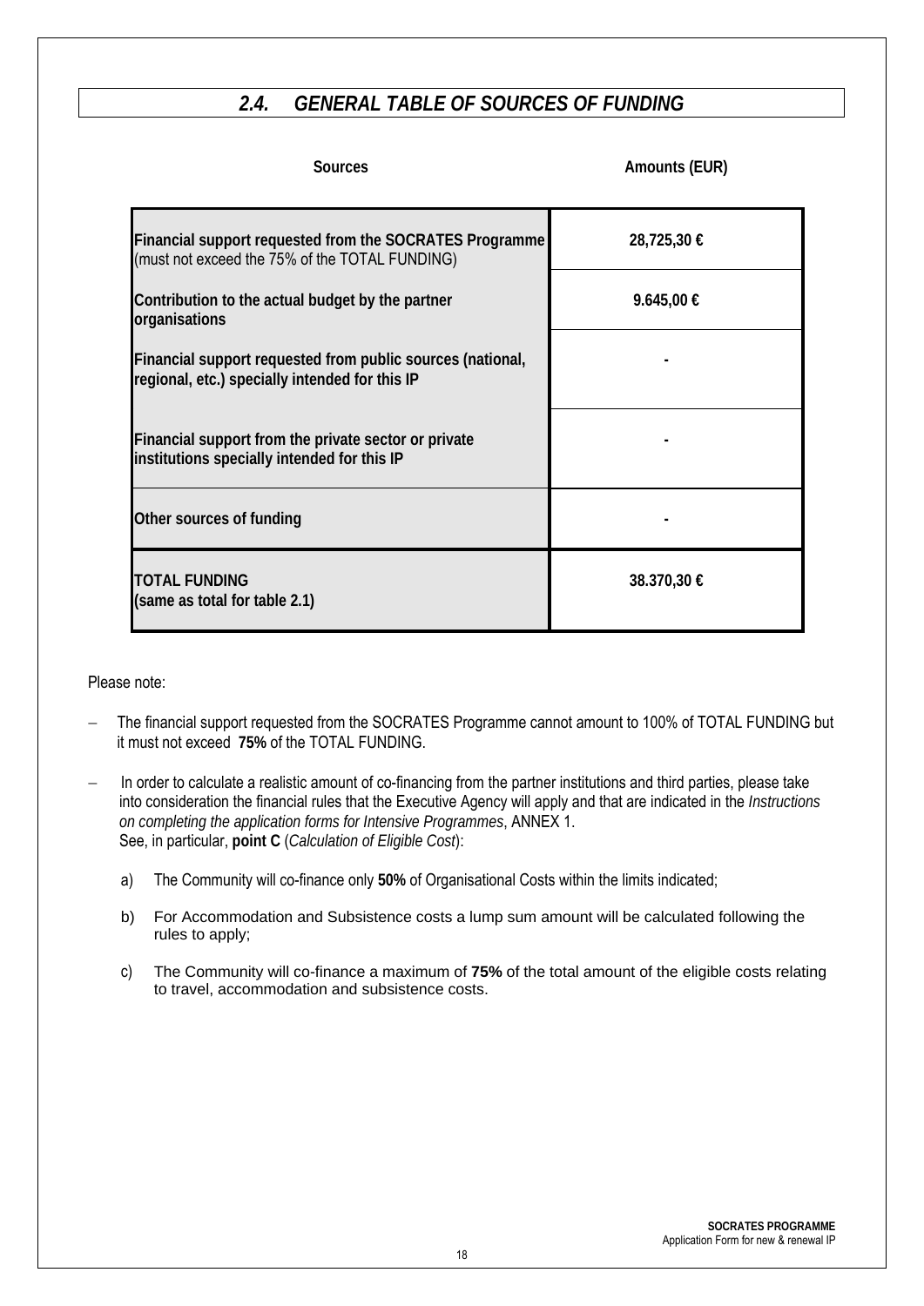## *2.4. GENERAL TABLE OF SOURCES OF FUNDING*

| Sources | Amounts (EUR) |
|---|---|
| **Financial support requested from the SOCRATES Programme** (must not exceed the 75% of the TOTAL FUNDING) | **28,725,30 €** |
| **Contribution to the actual budget by the partner organisations** | **9.645,00 €** |
| **Financial support requested from public sources (national, regional, etc.) specially intended for this IP** | **-** |
| **Financial support from the private sector or private institutions specially intended for this IP** | **-** |
| **Other sources of funding** | **-** |
| **TOTAL FUNDING (same as total for table 2.1)** | **38.370,30 €** |

Please note:

- The financial support requested from the SOCRATES Programme cannot amount to 100% of TOTAL FUNDING but it must not exceed **75%** of the TOTAL FUNDING.
- In order to calculate a realistic amount of co-financing from the partner institutions and third parties, please take into consideration the financial rules that the Executive Agency will apply and that are indicated in the *Instructions on completing the application forms for Intensive Programmes*, ANNEX 1. See, in particular, **point C** (*Calculation of Eligible Cost*):
  a) The Community will co-finance only **50%** of Organisational Costs within the limits indicated;
  b) For Accommodation and Subsistence costs a lump sum amount will be calculated following the rules to apply;
  c) The Community will co-finance a maximum of **75%** of the total amount of the eligible costs relating to travel, accommodation and subsistence costs.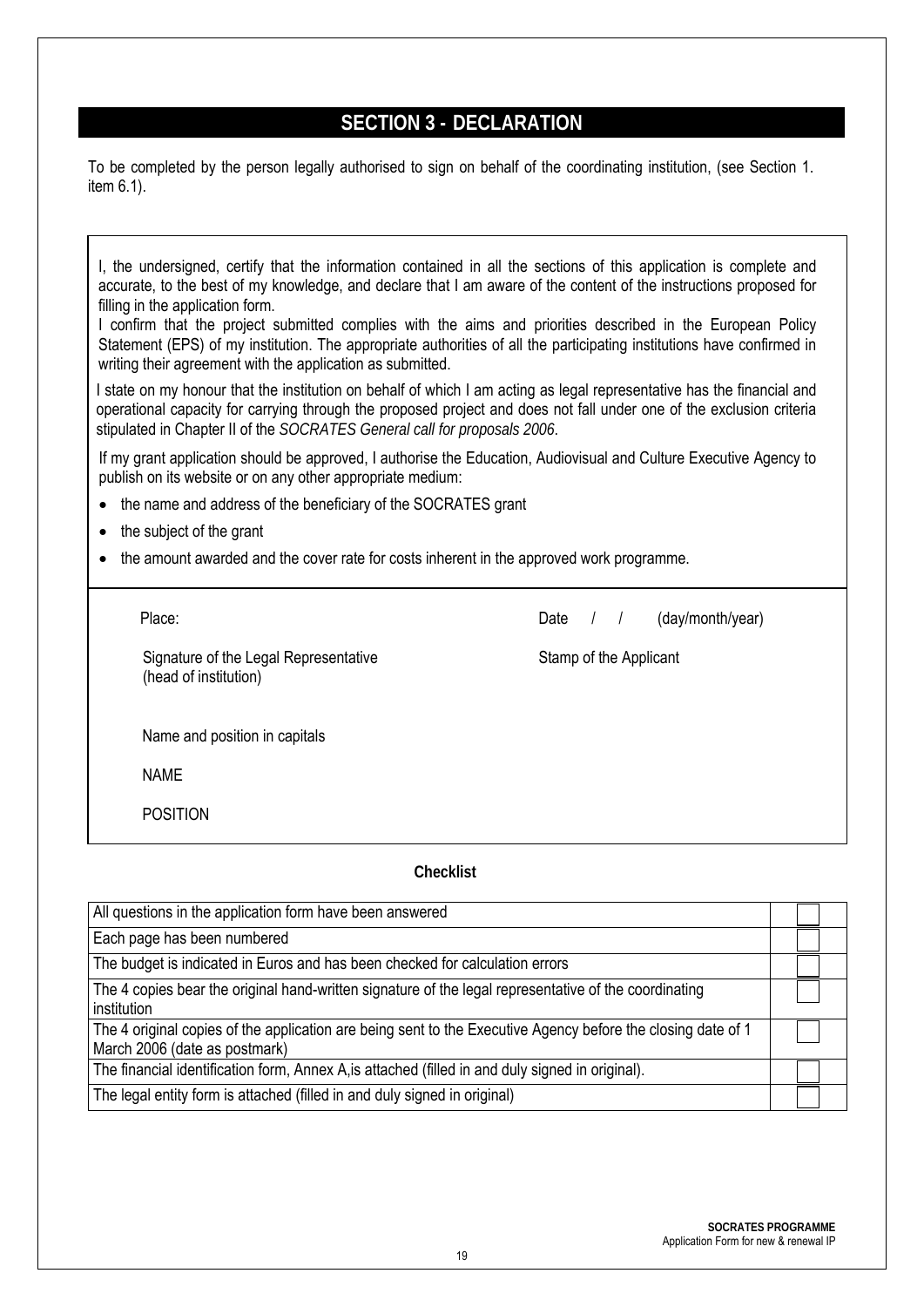## SECTION 3 - DECLARATION

To be completed by the person legally authorised to sign on behalf of the coordinating institution, (see Section 1. item 6.1).

I, the undersigned, certify that the information contained in all the sections of this application is complete and accurate, to the best of my knowledge, and declare that I am aware of the content of the instructions proposed for filling in the application form.
I confirm that the project submitted complies with the aims and priorities described in the European Policy Statement (EPS) of my institution. The appropriate authorities of all the participating institutions have confirmed in writing their agreement with the application as submitted.

I state on my honour that the institution on behalf of which I am acting as legal representative has the financial and operational capacity for carrying through the proposed project and does not fall under one of the exclusion criteria stipulated in Chapter II of the *SOCRATES General call for proposals 2006*.

If my grant application should be approved, I authorise the Education, Audiovisual and Culture Executive Agency to publish on its website or on any other appropriate medium:

- the name and address of the beneficiary of the SOCRATES grant
- the subject of the grant
- the amount awarded and the cover rate for costs inherent in the approved work programme.

Place: Date / / (day/month/year)

Signature of the Legal Representative (head of institution)

Stamp of the Applicant

Name and position in capitals

NAME

POSITION

**Checklist**

| | |
|---|---|
| All questions in the application form have been answered | ☐ |
| Each page has been numbered | ☐ |
| The budget is indicated in Euros and has been checked for calculation errors | ☐ |
| The 4 copies bear the original hand-written signature of the legal representative of the coordinating institution | ☐ |
| The 4 original copies of the application are being sent to the Executive Agency before the closing date of 1 March 2006 (date as postmark) | ☐ |
| The financial identification form, Annex A,is attached (filled in and duly signed in original). | ☐ |
| The legal entity form is attached (filled in and duly signed in original) | ☐ |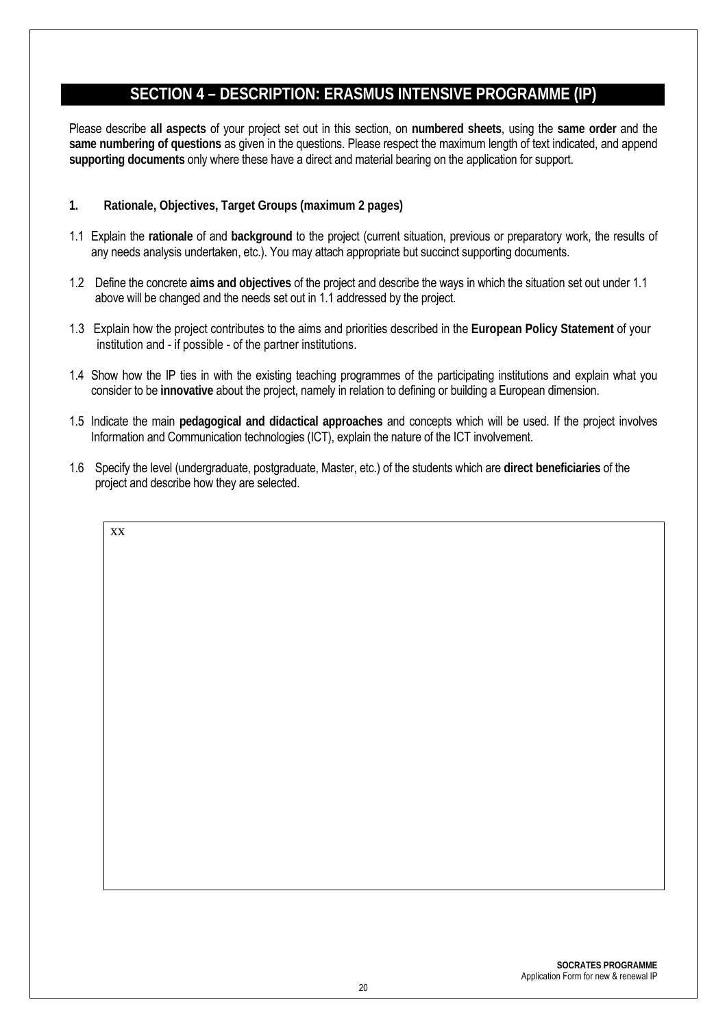## SECTION 4 – DESCRIPTION: ERASMUS INTENSIVE PROGRAMME (IP)

Please describe **all aspects** of your project set out in this section, on **numbered sheets**, using the **same order** and the **same numbering of questions** as given in the questions. Please respect the maximum length of text indicated, and append **supporting documents** only where these have a direct and material bearing on the application for support.

### 1. Rationale, Objectives, Target Groups (maximum 2 pages)

1.1 Explain the **rationale** of and **background** to the project (current situation, previous or preparatory work, the results of any needs analysis undertaken, etc.). You may attach appropriate but succinct supporting documents.

1.2 Define the concrete **aims and objectives** of the project and describe the ways in which the situation set out under 1.1 above will be changed and the needs set out in 1.1 addressed by the project.

1.3 Explain how the project contributes to the aims and priorities described in the **European Policy Statement** of your institution and - if possible - of the partner institutions.

1.4 Show how the IP ties in with the existing teaching programmes of the participating institutions and explain what you consider to be **innovative** about the project, namely in relation to defining or building a European dimension.

1.5 Indicate the main **pedagogical and didactical approaches** and concepts which will be used. If the project involves Information and Communication technologies (ICT), explain the nature of the ICT involvement.

1.6 Specify the level (undergraduate, postgraduate, Master, etc.) of the students which are **direct beneficiaries** of the project and describe how they are selected.

| xx |
|---|

**SOCRATES PROGRAMME**
Application Form for new & renewal IP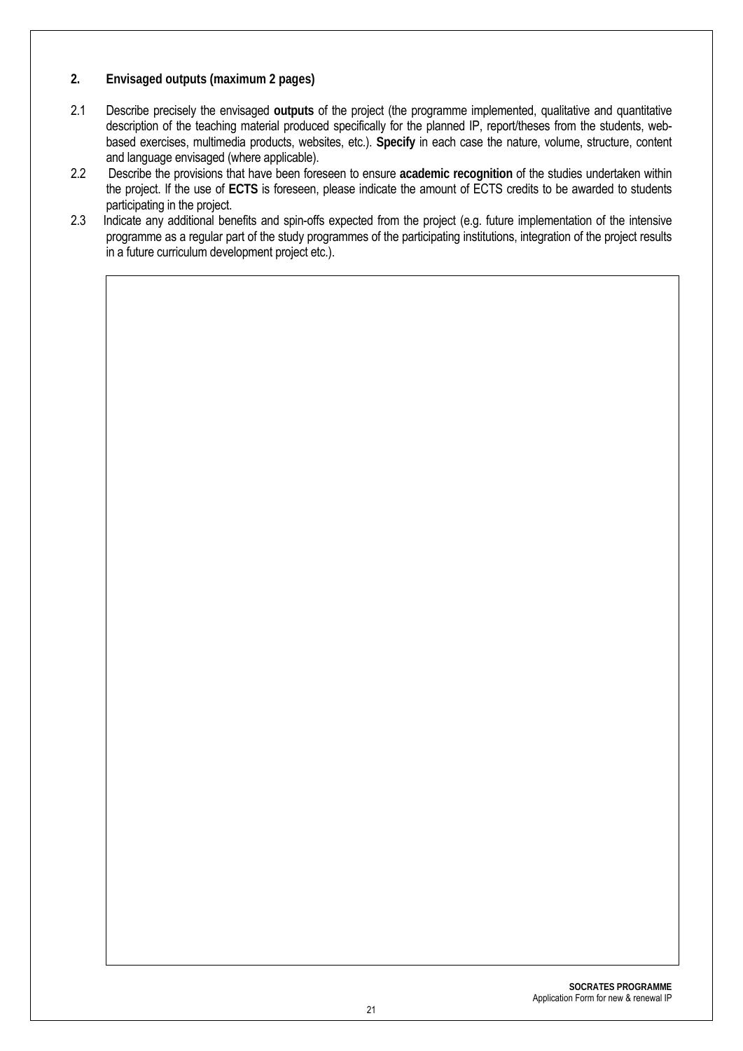## 2. Envisaged outputs (maximum 2 pages)

2.1 Describe precisely the envisaged **outputs** of the project (the programme implemented, qualitative and quantitative description of the teaching material produced specifically for the planned IP, report/theses from the students, web-based exercises, multimedia products, websites, etc.). **Specify** in each case the nature, volume, structure, content and language envisaged (where applicable).

2.2 Describe the provisions that have been foreseen to ensure **academic recognition** of the studies undertaken within the project. If the use of **ECTS** is foreseen, please indicate the amount of ECTS credits to be awarded to students participating in the project.

2.3 Indicate any additional benefits and spin-offs expected from the project (e.g. future implementation of the intensive programme as a regular part of the study programmes of the participating institutions, integration of the project results in a future curriculum development project etc.).

| |
|---|
| |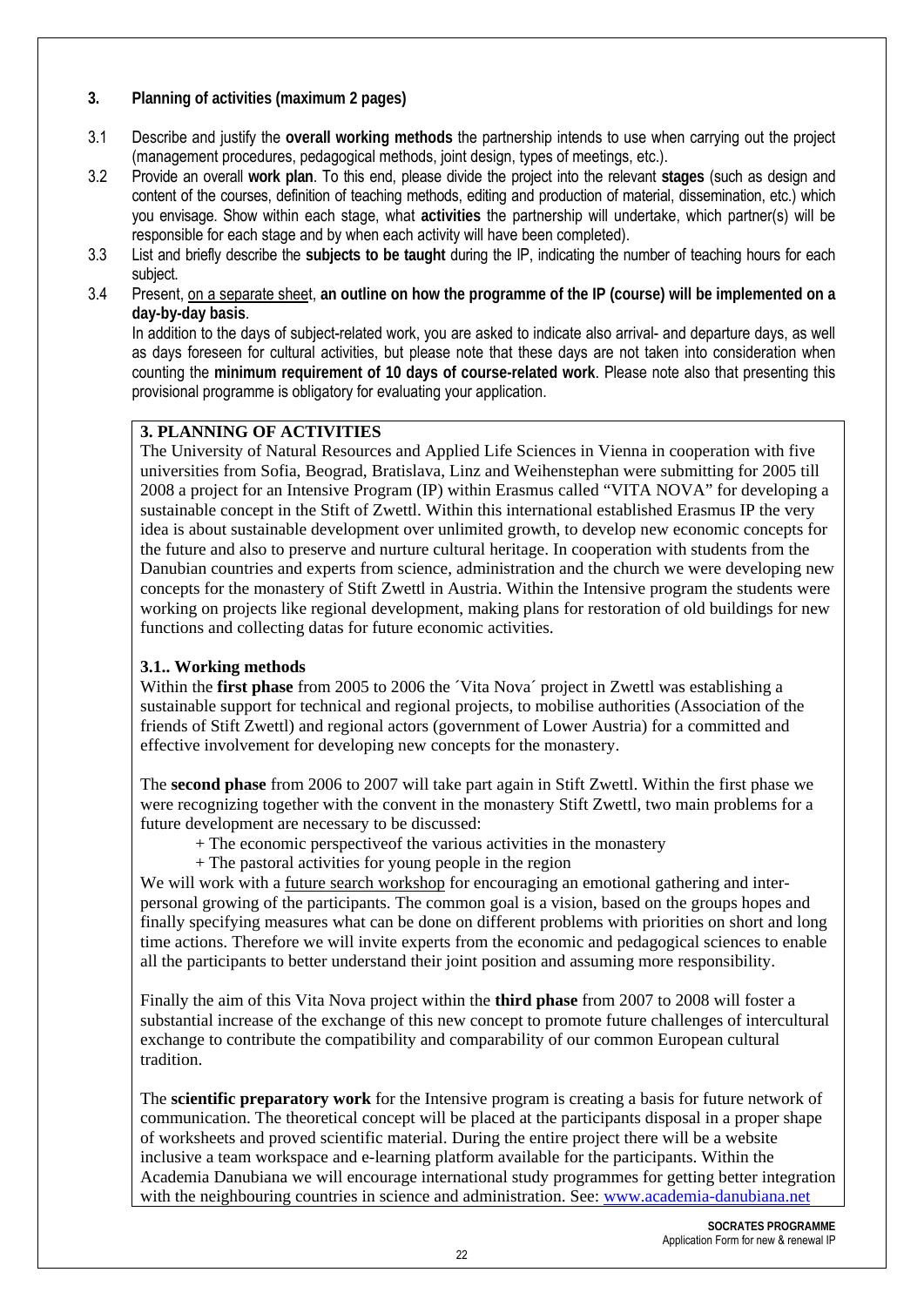## 3. Planning of activities (maximum 2 pages)

3.1 Describe and justify the **overall working methods** the partnership intends to use when carrying out the project (management procedures, pedagogical methods, joint design, types of meetings, etc.).

3.2 Provide an overall **work plan**. To this end, please divide the project into the relevant **stages** (such as design and content of the courses, definition of teaching methods, editing and production of material, dissemination, etc.) which you envisage. Show within each stage, what **activities** the partnership will undertake, which partner(s) will be responsible for each stage and by when each activity will have been completed).

3.3 List and briefly describe the **subjects to be taught** during the IP, indicating the number of teaching hours for each subject.

3.4 Present, <u>on a separate sheet</u>, **an outline on how the programme of the IP (course) will be implemented on a day-by-day basis**.
In addition to the days of subject-related work, you are asked to indicate also arrival- and departure days, as well as days foreseen for cultural activities, but please note that these days are not taken into consideration when counting the **minimum requirement of 10 days of course-related work**. Please note also that presenting this provisional programme is obligatory for evaluating your application.

**3. PLANNING OF ACTIVITIES**

The University of Natural Resources and Applied Life Sciences in Vienna in cooperation with five universities from Sofia, Beograd, Bratislava, Linz and Weihenstephan were submitting for 2005 till 2008 a project for an Intensive Program (IP) within Erasmus called "VITA NOVA" for developing a sustainable concept in the Stift of Zwettl. Within this international established Erasmus IP the very idea is about sustainable development over unlimited growth, to develop new economic concepts for the future and also to preserve and nurture cultural heritage. In cooperation with students from the Danubian countries and experts from science, administration and the church we were developing new concepts for the monastery of Stift Zwettl in Austria. Within the Intensive program the students were working on projects like regional development, making plans for restoration of old buildings for new functions and collecting datas for future economic activities.

**3.1.. Working methods**

Within the **first phase** from 2005 to 2006 the ´Vita Nova´ project in Zwettl was establishing a sustainable support for technical and regional projects, to mobilise authorities (Association of the friends of Stift Zwettl) and regional actors (government of Lower Austria) for a committed and effective involvement for developing new concepts for the monastery.

The **second phase** from 2006 to 2007 will take part again in Stift Zwettl. Within the first phase we were recognizing together with the convent in the monastery Stift Zwettl, two main problems for a future development are necessary to be discussed:

+ The economic perspectiveof the various activities in the monastery
+ The pastoral activities for young people in the region

We will work with a <u>future search workshop</u> for encouraging an emotional gathering and inter-personal growing of the participants. The common goal is a vision, based on the groups hopes and finally specifying measures what can be done on different problems with priorities on short and long time actions. Therefore we will invite experts from the economic and pedagogical sciences to enable all the participants to better understand their joint position and assuming more responsibility.

Finally the aim of this Vita Nova project within the **third phase** from 2007 to 2008 will foster a substantial increase of the exchange of this new concept to promote future challenges of intercultural exchange to contribute the compatibility and comparability of our common European cultural tradition.

The **scientific preparatory work** for the Intensive program is creating a basis for future network of communication. The theoretical concept will be placed at the participants disposal in a proper shape of worksheets and proved scientific material. During the entire project there will be a website inclusive a team workspace and e-learning platform available for the participants. Within the Academia Danubiana we will encourage international study programmes for getting better integration with the neighbouring countries in science and administration. See: www.academia-danubiana.net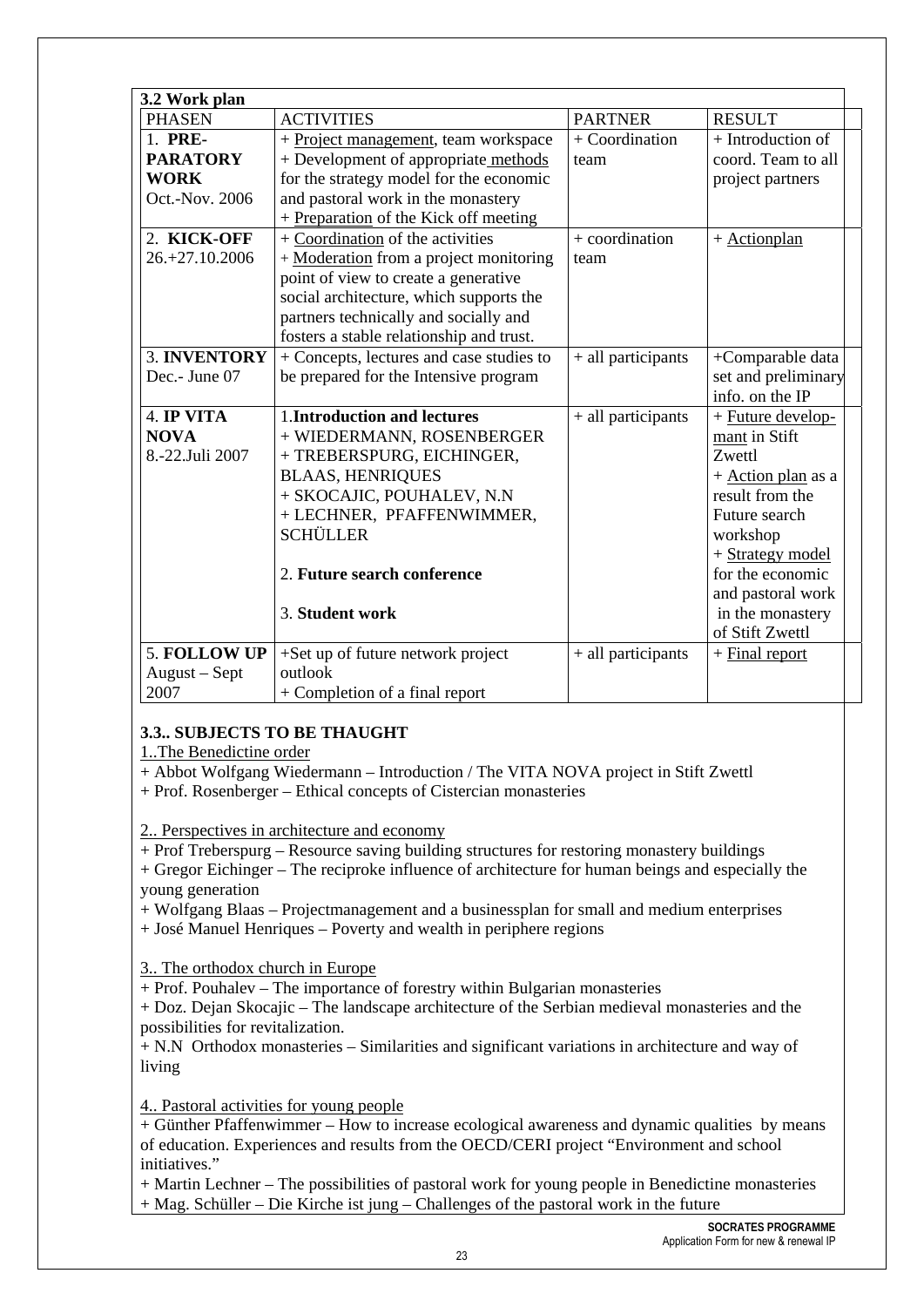### 3.2 Work plan

| PHASEN | ACTIVITIES | PARTNER | RESULT |
|---|---|---|---|
| 1. **PRE-PARATORY WORK** Oct.-Nov. 2006 | + Project management, team workspace<br>+ Development of appropriate methods for the strategy model for the economic and pastoral work in the monastery<br>+ Preparation of the Kick off meeting | + Coordination team | + Introduction of coord. Team to all project partners |
| 2. **KICK-OFF** 26.+27.10.2006 | + Coordination of the activities<br>+ Moderation from a project monitoring point of view to create a generative social architecture, which supports the partners technically and socially and fosters a stable relationship and trust. | + coordination team | + Actionplan |
| 3. **INVENTORY** Dec.- June 07 | + Concepts, lectures and case studies to be prepared for the Intensive program | + all participants | +Comparable data set and preliminary info. on the IP |
| 4. **IP VITA NOVA** 8.-22.Juli 2007 | 1.**Introduction and lectures**<br>+ WIEDERMANN, ROSENBERGER<br>+ TREBERSPURG, EICHINGER, BLAAS, HENRIQUES<br>+ SKOCAJIC, POUHALEV, N.N<br>+ LECHNER, PFAFFENWIMMER, SCHÜLLER<br><br>2. **Future search conference**<br><br>3. **Student work** | + all participants | + Future develop-mant in Stift Zwettl<br>+ Action plan as a result from the Future search workshop<br>+ Strategy model for the economic and pastoral work in the monastery of Stift Zwettl |
| 5. **FOLLOW UP** August – Sept 2007 | +Set up of future network project outlook<br>+ Completion of a final report | + all participants | + Final report |

### 3.3.. SUBJECTS TO BE THAUGHT

1..The Benedictine order

+ Abbot Wolfgang Wiedermann – Introduction / The VITA NOVA project in Stift Zwettl
+ Prof. Rosenberger – Ethical concepts of Cistercian monasteries

2.. Perspectives in architecture and economy

+ Prof Treberspurg – Resource saving building structures for restoring monastery buildings
+ Gregor Eichinger – The reciproke influence of architecture for human beings and especially the young generation
+ Wolfgang Blaas – Projectmanagement and a businessplan for small and medium enterprises
+ José Manuel Henriques – Poverty and wealth in periphere regions

3.. The orthodox church in Europe

+ Prof. Pouhalev – The importance of forestry within Bulgarian monasteries
+ Doz. Dejan Skocajic – The landscape architecture of the Serbian medieval monasteries and the possibilities for revitalization.
+ N.N Orthodox monasteries – Similarities and significant variations in architecture and way of living

4.. Pastoral activities for young people

+ Günther Pfaffenwimmer – How to increase ecological awareness and dynamic qualities by means of education. Experiences and results from the OECD/CERI project "Environment and school initiatives."
+ Martin Lechner – The possibilities of pastoral work for young people in Benedictine monasteries
+ Mag. Schüller – Die Kirche ist jung – Challenges of the pastoral work in the future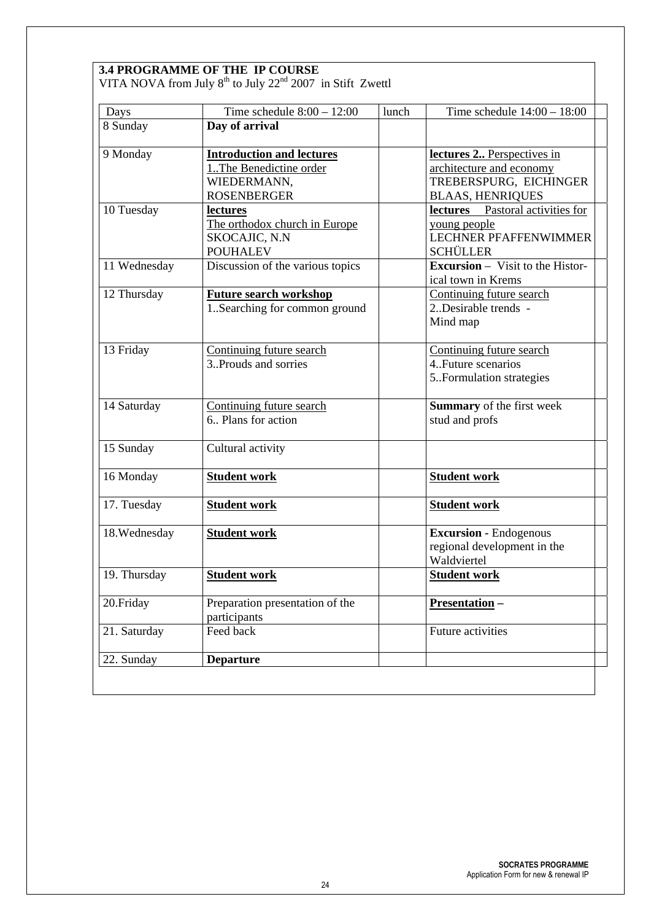**3.4 PROGRAMME OF THE IP COURSE**

VITA NOVA from July 8th to July 22nd 2007 in Stift Zwettl

| Days | Time schedule 8:00 – 12:00 | lunch | Time schedule 14:00 – 18:00 |
|---|---|---|---|
| 8 Sunday | **Day of arrival** | | |
| 9 Monday | **Introduction and lectures** 1..The Benedictine order WIEDERMANN, ROSENBERGER | | **lectures 2..** Perspectives in architecture and economy TREBERSPURG, EICHINGER BLAAS, HENRIQUES |
| 10 Tuesday | **lectures** The orthodox church in Europe SKOCAJIC, N.N POUHALEV | | **lectures** Pastoral activities for young people LECHNER PFAFFENWIMMER SCHÜLLER |
| 11 Wednesday | Discussion of the various topics | | **Excursion** – Visit to the Historical town in Krems |
| 12 Thursday | **Future search workshop** 1..Searching for common ground | | Continuing future search 2..Desirable trends - Mind map |
| 13 Friday | Continuing future search 3..Prouds and sorries | | Continuing future search 4..Future scenarios 5..Formulation strategies |
| 14 Saturday | Continuing future search 6.. Plans for action | | **Summary** of the first week stud and profs |
| 15 Sunday | Cultural activity | | |
| 16 Monday | **Student work** | | **Student work** |
| 17. Tuesday | **Student work** | | **Student work** |
| 18.Wednesday | **Student work** | | **Excursion** - Endogenous regional development in the Waldviertel |
| 19. Thursday | **Student work** | | **Student work** |
| 20.Friday | Preparation presentation of the participants | | **Presentation** – |
| 21. Saturday | Feed back | | Future activities |
| 22. Sunday | **Departure** | | |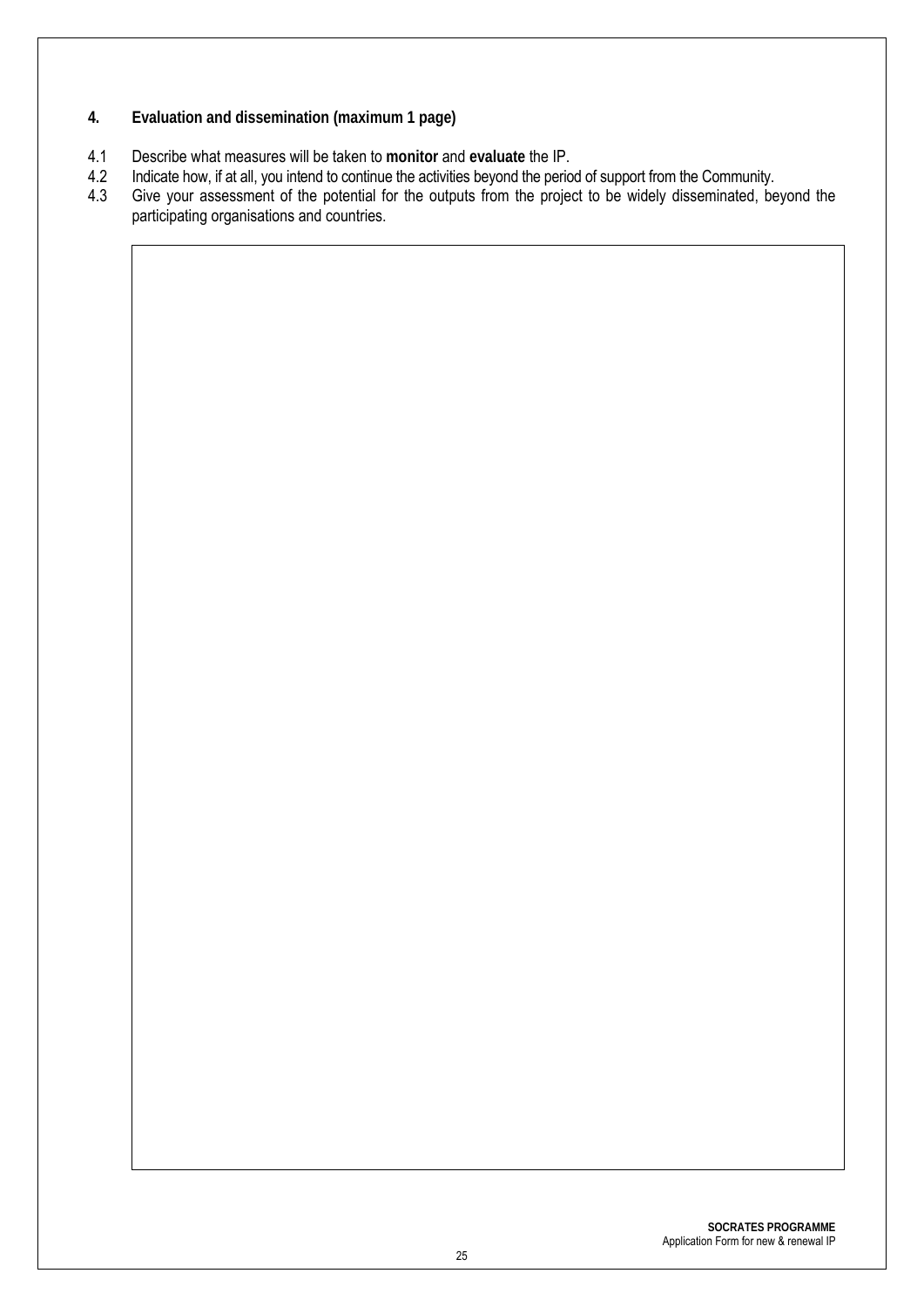## 4. Evaluation and dissemination (maximum 1 page)

4.1 Describe what measures will be taken to **monitor** and **evaluate** the IP.

4.2 Indicate how, if at all, you intend to continue the activities beyond the period of support from the Community.

4.3 Give your assessment of the potential for the outputs from the project to be widely disseminated, beyond the participating organisations and countries.

**SOCRATES PROGRAMME**
Application Form for new & renewal IP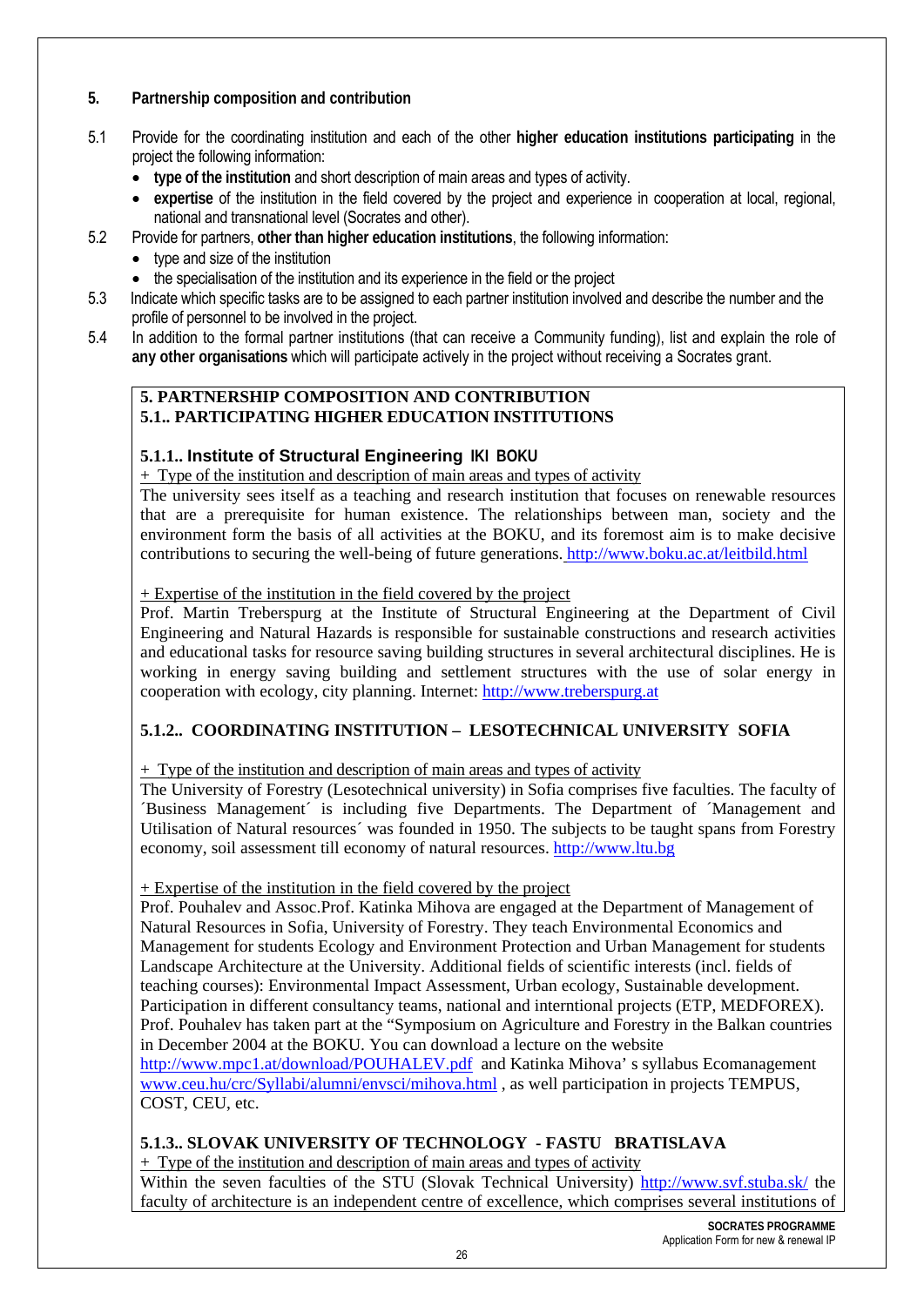## 5. Partnership composition and contribution

5.1 Provide for the coordinating institution and each of the other **higher education institutions participating** in the project the following information:

- **type of the institution** and short description of main areas and types of activity.
- **expertise** of the institution in the field covered by the project and experience in cooperation at local, regional, national and transnational level (Socrates and other).

5.2 Provide for partners, **other than higher education institutions**, the following information:

- type and size of the institution
- the specialisation of the institution and its experience in the field or the project

5.3 Indicate which specific tasks are to be assigned to each partner institution involved and describe the number and the profile of personnel to be involved in the project.

5.4 In addition to the formal partner institutions (that can receive a Community funding), list and explain the role of **any other organisations** which will participate actively in the project without receiving a Socrates grant.

### 5. PARTNERSHIP COMPOSITION AND CONTRIBUTION
### 5.1.. PARTICIPATING HIGHER EDUCATION INSTITUTIONS

#### 5.1.1.. Institute of Structural Engineering IKI BOKU

+ Type of the institution and description of main areas and types of activity

The university sees itself as a teaching and research institution that focuses on renewable resources that are a prerequisite for human existence. The relationships between man, society and the environment form the basis of all activities at the BOKU, and its foremost aim is to make decisive contributions to securing the well-being of future generations. http://www.boku.ac.at/leitbild.html

+ Expertise of the institution in the field covered by the project

Prof. Martin Treberspurg at the Institute of Structural Engineering at the Department of Civil Engineering and Natural Hazards is responsible for sustainable constructions and research activities and educational tasks for resource saving building structures in several architectural disciplines. He is working in energy saving building and settlement structures with the use of solar energy in cooperation with ecology, city planning. Internet: http://www.treberspurg.at

#### 5.1.2.. COORDINATING INSTITUTION – LESOTECHNICAL UNIVERSITY SOFIA

+ Type of the institution and description of main areas and types of activity

The University of Forestry (Lesotechnical university) in Sofia comprises five faculties. The faculty of ´Business Management´ is including five Departments. The Department of ´Management and Utilisation of Natural resources´ was founded in 1950. The subjects to be taught spans from Forestry economy, soil assessment till economy of natural resources. http://www.ltu.bg

+ Expertise of the institution in the field covered by the project

Prof. Pouhalev and Assoc.Prof. Katinka Mihova are engaged at the Department of Management of Natural Resources in Sofia, University of Forestry. They teach Environmental Economics and Management for students Ecology and Environment Protection and Urban Management for students Landscape Architecture at the University. Additional fields of scientific interests (incl. fields of teaching courses): Environmental Impact Assessment, Urban ecology, Sustainable development. Participation in different consultancy teams, national and interntional projects (ETP, MEDFOREX). Prof. Pouhalev has taken part at the "Symposium on Agriculture and Forestry in the Balkan countries in December 2004 at the BOKU. You can download a lecture on the website http://www.mpc1.at/download/POUHALEV.pdf and Katinka Mihova' s syllabus Ecomanagement www.ceu.hu/crc/Syllabi/alumni/envsci/mihova.html , as well participation in projects TEMPUS, COST, CEU, etc.

#### 5.1.3.. SLOVAK UNIVERSITY OF TECHNOLOGY - FASTU BRATISLAVA

+ Type of the institution and description of main areas and types of activity

Within the seven faculties of the STU (Slovak Technical University) http://www.svf.stuba.sk/ the faculty of architecture is an independent centre of excellence, which comprises several institutions of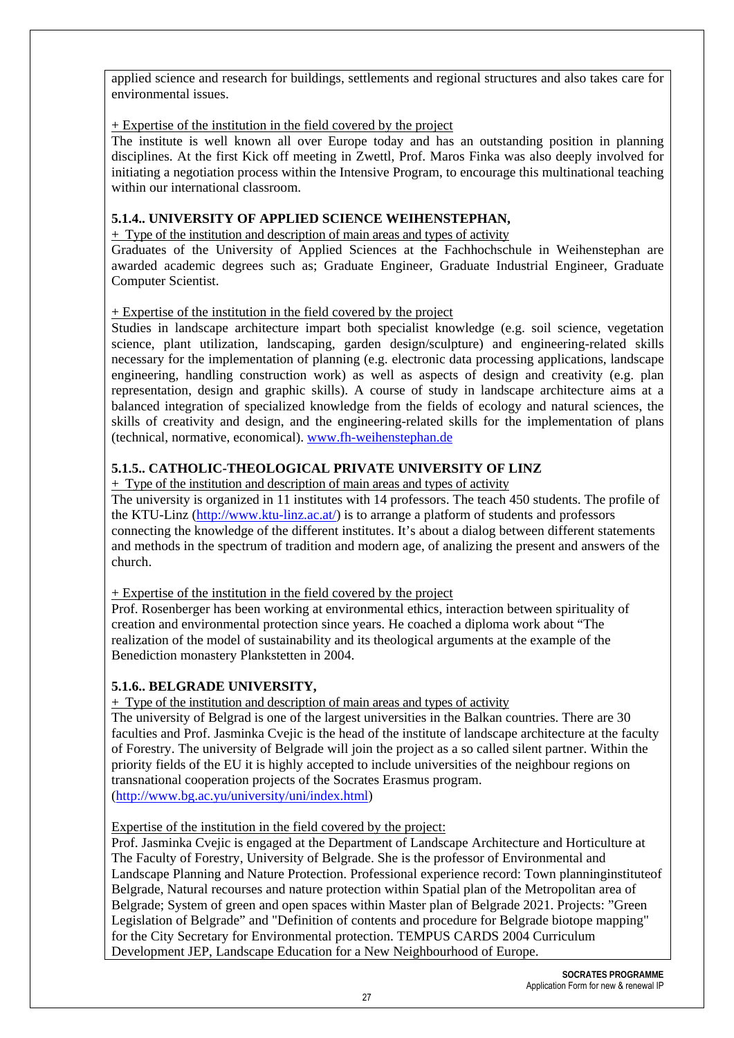applied science and research for buildings, settlements and regional structures and also takes care for environmental issues.

+ Expertise of the institution in the field covered by the project

The institute is well known all over Europe today and has an outstanding position in planning disciplines. At the first Kick off meeting in Zwettl, Prof. Maros Finka was also deeply involved for initiating a negotiation process within the Intensive Program, to encourage this multinational teaching within our international classroom.

### 5.1.4.. UNIVERSITY OF APPLIED SCIENCE WEIHENSTEPHAN,

+ Type of the institution and description of main areas and types of activity

Graduates of the University of Applied Sciences at the Fachhochschule in Weihenstephan are awarded academic degrees such as; Graduate Engineer, Graduate Industrial Engineer, Graduate Computer Scientist.

+ Expertise of the institution in the field covered by the project

Studies in landscape architecture impart both specialist knowledge (e.g. soil science, vegetation science, plant utilization, landscaping, garden design/sculpture) and engineering-related skills necessary for the implementation of planning (e.g. electronic data processing applications, landscape engineering, handling construction work) as well as aspects of design and creativity (e.g. plan representation, design and graphic skills). A course of study in landscape architecture aims at a balanced integration of specialized knowledge from the fields of ecology and natural sciences, the skills of creativity and design, and the engineering-related skills for the implementation of plans (technical, normative, economical). www.fh-weihenstephan.de

### 5.1.5.. CATHOLIC-THEOLOGICAL PRIVATE UNIVERSITY OF LINZ

+ Type of the institution and description of main areas and types of activity

The university is organized in 11 institutes with 14 professors. The teach 450 students. The profile of the KTU-Linz (http://www.ktu-linz.ac.at/) is to arrange a platform of students and professors connecting the knowledge of the different institutes. It's about a dialog between different statements and methods in the spectrum of tradition and modern age, of analizing the present and answers of the church.

+ Expertise of the institution in the field covered by the project

Prof. Rosenberger has been working at environmental ethics, interaction between spirituality of creation and environmental protection since years. He coached a diploma work about "The realization of the model of sustainability and its theological arguments at the example of the Benediction monastery Plankstetten in 2004.

### 5.1.6.. BELGRADE UNIVERSITY,

+ Type of the institution and description of main areas and types of activity

The university of Belgrad is one of the largest universities in the Balkan countries. There are 30 faculties and Prof. Jasminka Cvejic is the head of the institute of landscape architecture at the faculty of Forestry. The university of Belgrade will join the project as a so called silent partner. Within the priority fields of the EU it is highly accepted to include universities of the neighbour regions on transnational cooperation projects of the Socrates Erasmus program. (http://www.bg.ac.yu/university/uni/index.html)

Expertise of the institution in the field covered by the project:

Prof. Jasminka Cvejic is engaged at the Department of Landscape Architecture and Horticulture at The Faculty of Forestry, University of Belgrade. She is the professor of Environmental and Landscape Planning and Nature Protection. Professional experience record: Town planninginstituteof Belgrade, Natural recourses and nature protection within Spatial plan of the Metropolitan area of Belgrade; System of green and open spaces within Master plan of Belgrade 2021. Projects: "Green Legislation of Belgrade" and "Definition of contents and procedure for Belgrade biotope mapping" for the City Secretary for Environmental protection. TEMPUS CARDS 2004 Curriculum Development JEP, Landscape Education for a New Neighbourhood of Europe.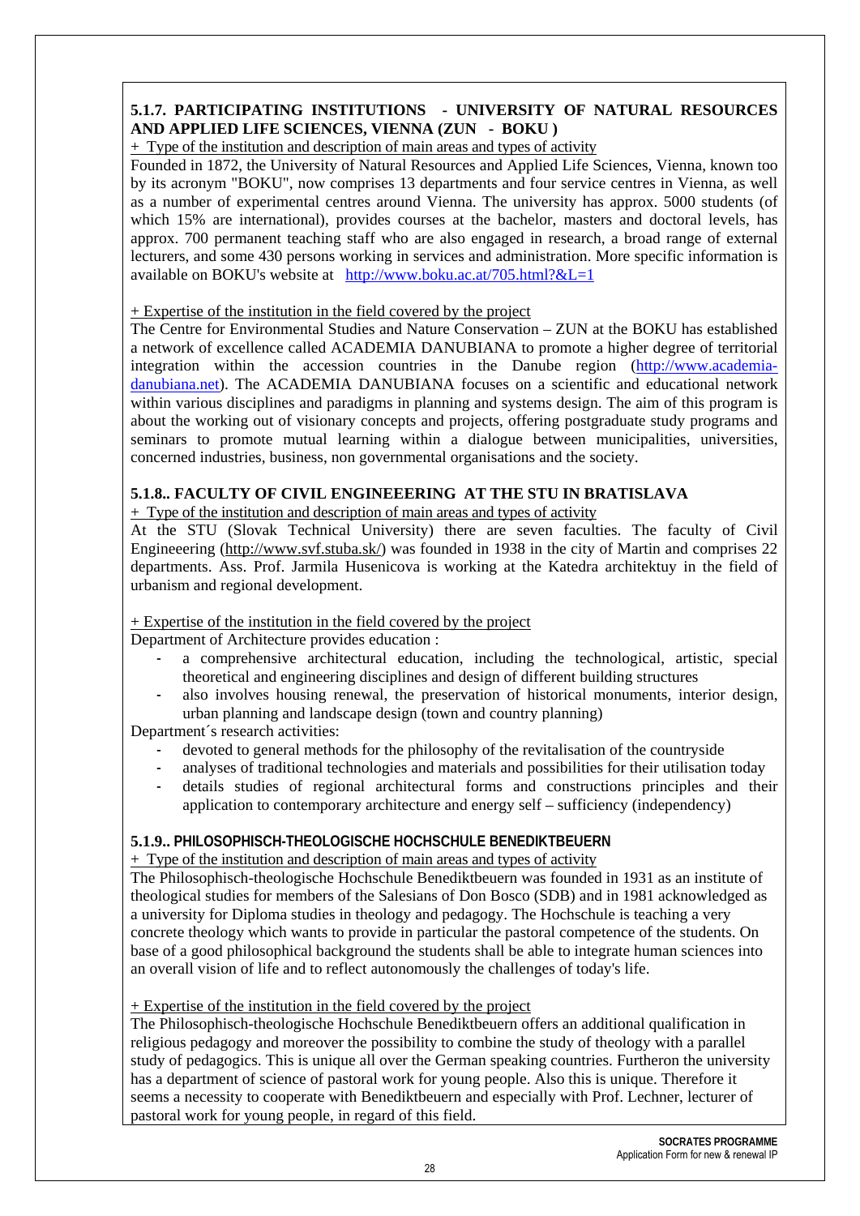### 5.1.7. PARTICIPATING INSTITUTIONS - UNIVERSITY OF NATURAL RESOURCES AND APPLIED LIFE SCIENCES, VIENNA (ZUN - BOKU )

+ Type of the institution and description of main areas and types of activity

Founded in 1872, the University of Natural Resources and Applied Life Sciences, Vienna, known too by its acronym "BOKU", now comprises 13 departments and four service centres in Vienna, as well as a number of experimental centres around Vienna. The university has approx. 5000 students (of which 15% are international), provides courses at the bachelor, masters and doctoral levels, has approx. 700 permanent teaching staff who are also engaged in research, a broad range of external lecturers, and some 430 persons working in services and administration. More specific information is available on BOKU's website at http://www.boku.ac.at/705.html?&L=1

+ Expertise of the institution in the field covered by the project

The Centre for Environmental Studies and Nature Conservation – ZUN at the BOKU has established a network of excellence called ACADEMIA DANUBIANA to promote a higher degree of territorial integration within the accession countries in the Danube region (http://www.academia-danubiana.net). The ACADEMIA DANUBIANA focuses on a scientific and educational network within various disciplines and paradigms in planning and systems design. The aim of this program is about the working out of visionary concepts and projects, offering postgraduate study programs and seminars to promote mutual learning within a dialogue between municipalities, universities, concerned industries, business, non governmental organisations and the society.

### 5.1.8.. FACULTY OF CIVIL ENGINEEERING AT THE STU IN BRATISLAVA

+ Type of the institution and description of main areas and types of activity

At the STU (Slovak Technical University) there are seven faculties. The faculty of Civil Engineeering (http://www.svf.stuba.sk/) was founded in 1938 in the city of Martin and comprises 22 departments. Ass. Prof. Jarmila Husenicova is working at the Katedra architektuy in the field of urbanism and regional development.

+ Expertise of the institution in the field covered by the project

Department of Architecture provides education :

- a comprehensive architectural education, including the technological, artistic, special theoretical and engineering disciplines and design of different building structures
- also involves housing renewal, the preservation of historical monuments, interior design, urban planning and landscape design (town and country planning)

Department´s research activities:

- devoted to general methods for the philosophy of the revitalisation of the countryside
- analyses of traditional technologies and materials and possibilities for their utilisation today
- details studies of regional architectural forms and constructions principles and their application to contemporary architecture and energy self – sufficiency (independency)

### 5.1.9.. PHILOSOPHISCH-THEOLOGISCHE HOCHSCHULE BENEDIKTBEUERN

+ Type of the institution and description of main areas and types of activity

The Philosophisch-theologische Hochschule Benediktbeuern was founded in 1931 as an institute of theological studies for members of the Salesians of Don Bosco (SDB) and in 1981 acknowledged as a university for Diploma studies in theology and pedagogy. The Hochschule is teaching a very concrete theology which wants to provide in particular the pastoral competence of the students. On base of a good philosophical background the students shall be able to integrate human sciences into an overall vision of life and to reflect autonomously the challenges of today's life.

+ Expertise of the institution in the field covered by the project

The Philosophisch-theologische Hochschule Benediktbeuern offers an additional qualification in religious pedagogy and moreover the possibility to combine the study of theology with a parallel study of pedagogics. This is unique all over the German speaking countries. Furtheron the university has a department of science of pastoral work for young people. Also this is unique. Therefore it seems a necessity to cooperate with Benediktbeuern and especially with Prof. Lechner, lecturer of pastoral work for young people, in regard of this field.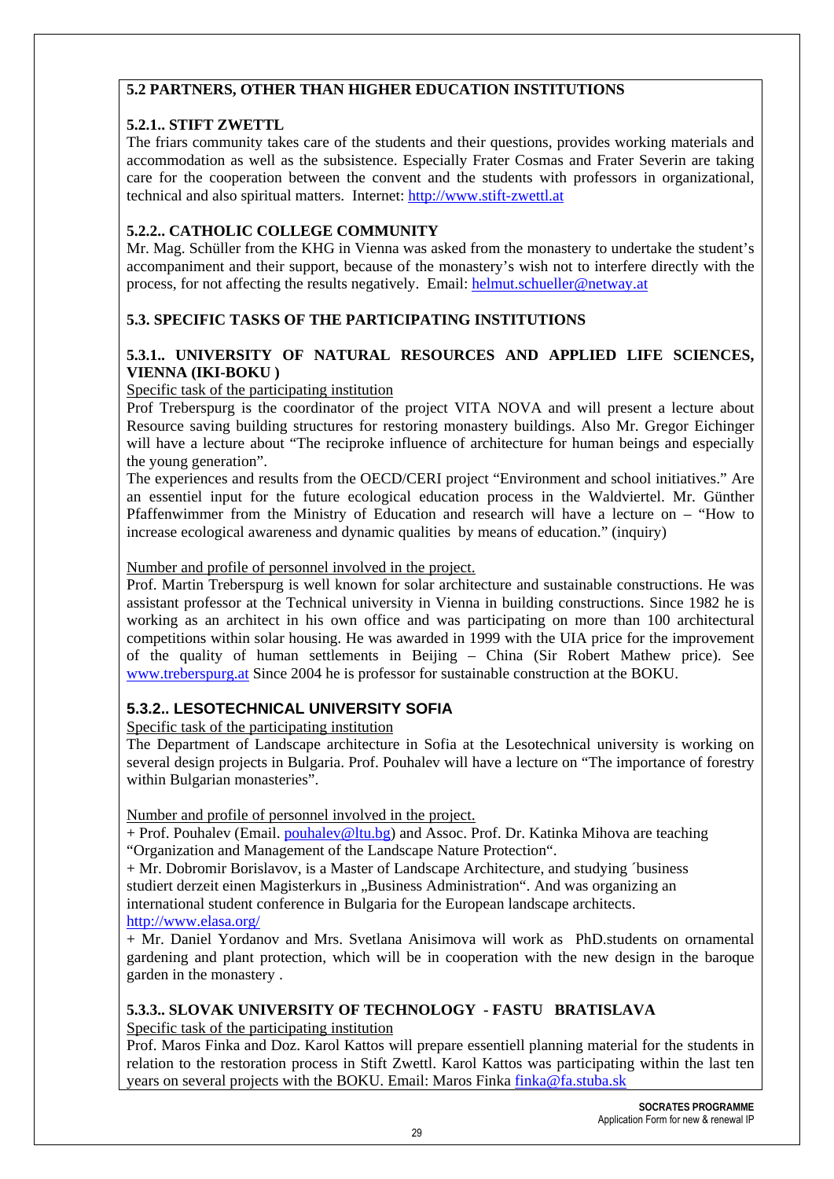## 5.2 PARTNERS, OTHER THAN HIGHER EDUCATION INSTITUTIONS

### 5.2.1.. STIFT ZWETTL

The friars community takes care of the students and their questions, provides working materials and accommodation as well as the subsistence. Especially Frater Cosmas and Frater Severin are taking care for the cooperation between the convent and the students with professors in organizational, technical and also spiritual matters. Internet: http://www.stift-zwettl.at

### 5.2.2.. CATHOLIC COLLEGE COMMUNITY

Mr. Mag. Schüller from the KHG in Vienna was asked from the monastery to undertake the student's accompaniment and their support, because of the monastery's wish not to interfere directly with the process, for not affecting the results negatively. Email: helmut.schueller@netway.at

## 5.3. SPECIFIC TASKS OF THE PARTICIPATING INSTITUTIONS

### 5.3.1.. UNIVERSITY OF NATURAL RESOURCES AND APPLIED LIFE SCIENCES, VIENNA (IKI-BOKU )

Specific task of the participating institution

Prof Treberspurg is the coordinator of the project VITA NOVA and will present a lecture about Resource saving building structures for restoring monastery buildings. Also Mr. Gregor Eichinger will have a lecture about "The reciproke influence of architecture for human beings and especially the young generation".

The experiences and results from the OECD/CERI project "Environment and school initiatives." Are an essentiel input for the future ecological education process in the Waldviertel. Mr. Günther Pfaffenwimmer from the Ministry of Education and research will have a lecture on – "How to increase ecological awareness and dynamic qualities by means of education." (inquiry)

Number and profile of personnel involved in the project.

Prof. Martin Treberspurg is well known for solar architecture and sustainable constructions. He was assistant professor at the Technical university in Vienna in building constructions. Since 1982 he is working as an architect in his own office and was participating on more than 100 architectural competitions within solar housing. He was awarded in 1999 with the UIA price for the improvement of the quality of human settlements in Beijing – China (Sir Robert Mathew price). See www.treberspurg.at Since 2004 he is professor for sustainable construction at the BOKU.

### 5.3.2.. LESOTECHNICAL UNIVERSITY SOFIA

Specific task of the participating institution

The Department of Landscape architecture in Sofia at the Lesotechnical university is working on several design projects in Bulgaria. Prof. Pouhalev will have a lecture on "The importance of forestry within Bulgarian monasteries".

Number and profile of personnel involved in the project.

+ Prof. Pouhalev (Email. pouhalev@ltu.bg) and Assoc. Prof. Dr. Katinka Mihova are teaching "Organization and Management of the Landscape Nature Protection".

+ Mr. Dobromir Borislavov, is a Master of Landscape Architecture, and studying ´business studiert derzeit einen Magisterkurs in „Business Administration". And was organizing an international student conference in Bulgaria for the European landscape architects. http://www.elasa.org/

+ Mr. Daniel Yordanov and Mrs. Svetlana Anisimova will work as PhD.students on ornamental gardening and plant protection, which will be in cooperation with the new design in the baroque garden in the monastery .

### 5.3.3.. SLOVAK UNIVERSITY OF TECHNOLOGY - FASTU BRATISLAVA

Specific task of the participating institution

Prof. Maros Finka and Doz. Karol Kattos will prepare essentiell planning material for the students in relation to the restoration process in Stift Zwettl. Karol Kattos was participating within the last ten years on several projects with the BOKU. Email: Maros Finka finka@fa.stuba.sk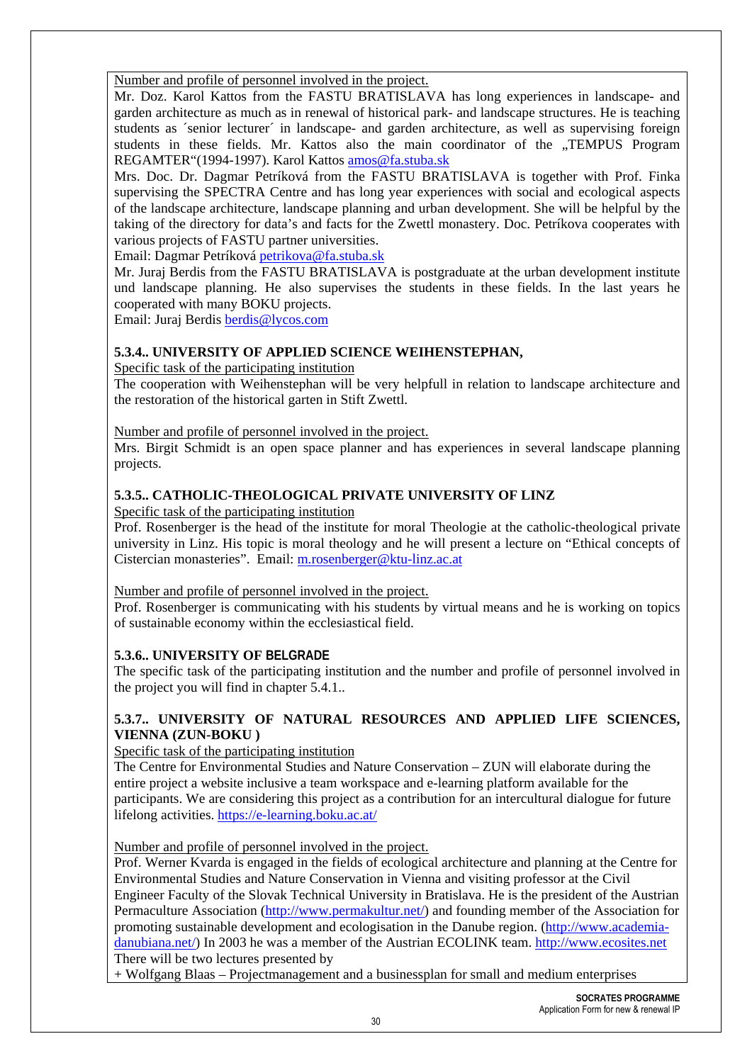Number and profile of personnel involved in the project.

Mr. Doz. Karol Kattos from the FASTU BRATISLAVA has long experiences in landscape- and garden architecture as much as in renewal of historical park- and landscape structures. He is teaching students as ´senior lecturer´ in landscape- and garden architecture, as well as supervising foreign students in these fields. Mr. Kattos also the main coordinator of the „TEMPUS Program REGAMTER"(1994-1997). Karol Kattos amos@fa.stuba.sk

Mrs. Doc. Dr. Dagmar Petríková from the FASTU BRATISLAVA is together with Prof. Finka supervising the SPECTRA Centre and has long year experiences with social and ecological aspects of the landscape architecture, landscape planning and urban development. She will be helpful by the taking of the directory for data's and facts for the Zwettl monastery. Doc. Petríkova cooperates with various projects of FASTU partner universities.

Email: Dagmar Petríková petrikova@fa.stuba.sk

Mr. Juraj Berdis from the FASTU BRATISLAVA is postgraduate at the urban development institute und landscape planning. He also supervises the students in these fields. In the last years he cooperated with many BOKU projects.

Email: Juraj Berdis berdis@lycos.com

**5.3.4.. UNIVERSITY OF APPLIED SCIENCE WEIHENSTEPHAN,**

Specific task of the participating institution

The cooperation with Weihenstephan will be very helpfull in relation to landscape architecture and the restoration of the historical garten in Stift Zwettl.

Number and profile of personnel involved in the project.

Mrs. Birgit Schmidt is an open space planner and has experiences in several landscape planning projects.

**5.3.5.. CATHOLIC-THEOLOGICAL PRIVATE UNIVERSITY OF LINZ**

Specific task of the participating institution

Prof. Rosenberger is the head of the institute for moral Theologie at the catholic-theological private university in Linz. His topic is moral theology and he will present a lecture on "Ethical concepts of Cistercian monasteries". Email: m.rosenberger@ktu-linz.ac.at

Number and profile of personnel involved in the project.

Prof. Rosenberger is communicating with his students by virtual means and he is working on topics of sustainable economy within the ecclesiastical field.

**5.3.6.. UNIVERSITY OF BELGRADE**

The specific task of the participating institution and the number and profile of personnel involved in the project you will find in chapter 5.4.1..

**5.3.7.. UNIVERSITY OF NATURAL RESOURCES AND APPLIED LIFE SCIENCES, VIENNA (ZUN-BOKU )**

Specific task of the participating institution

The Centre for Environmental Studies and Nature Conservation – ZUN will elaborate during the entire project a website inclusive a team workspace and e-learning platform available for the participants. We are considering this project as a contribution for an intercultural dialogue for future lifelong activities. https://e-learning.boku.ac.at/

Number and profile of personnel involved in the project.

Prof. Werner Kvarda is engaged in the fields of ecological architecture and planning at the Centre for Environmental Studies and Nature Conservation in Vienna and visiting professor at the Civil Engineer Faculty of the Slovak Technical University in Bratislava. He is the president of the Austrian Permaculture Association (http://www.permakultur.net/) and founding member of the Association for promoting sustainable development and ecologisation in the Danube region. (http://www.academia-danubiana.net/) In 2003 he was a member of the Austrian ECOLINK team. http://www.ecosites.net

There will be two lectures presented by

+ Wolfgang Blaas – Projectmanagement and a businessplan for small and medium enterprises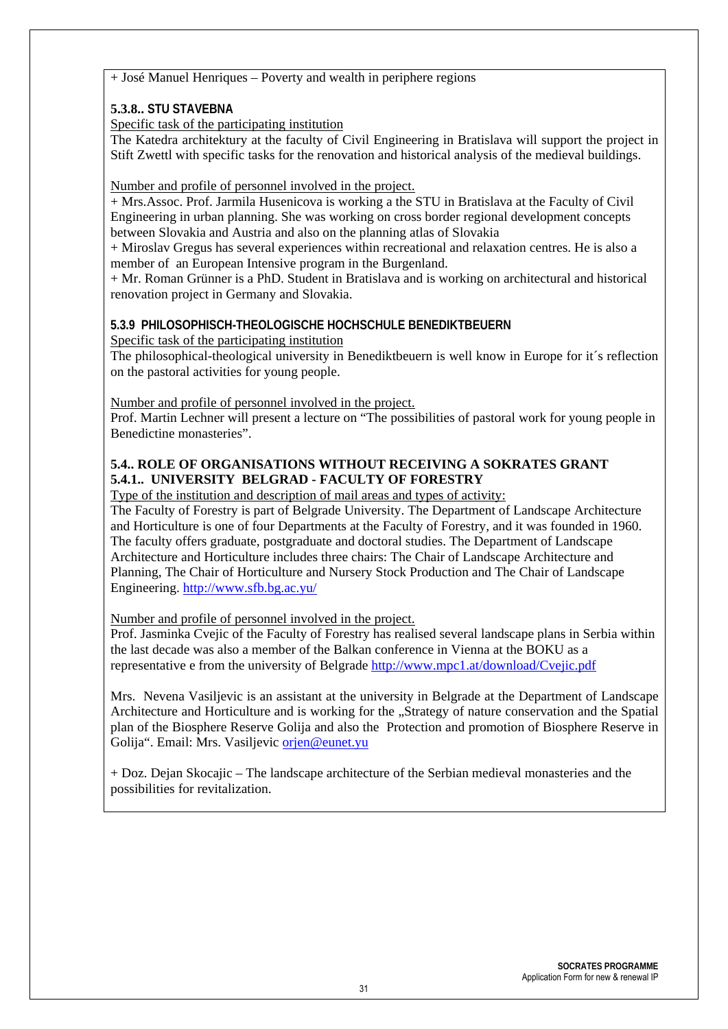+ José Manuel Henriques – Poverty and wealth in periphere regions

#### 5.3.8.. STU STAVEBNA

Specific task of the participating institution

The Katedra architektury at the faculty of Civil Engineering in Bratislava will support the project in Stift Zwettl with specific tasks for the renovation and historical analysis of the medieval buildings.

Number and profile of personnel involved in the project.

+ Mrs.Assoc. Prof. Jarmila Husenicova is working a the STU in Bratislava at the Faculty of Civil Engineering in urban planning. She was working on cross border regional development concepts between Slovakia and Austria and also on the planning atlas of Slovakia

+ Miroslav Gregus has several experiences within recreational and relaxation centres. He is also a member of  an European Intensive program in the Burgenland.

+ Mr. Roman Grünner is a PhD. Student in Bratislava and is working on architectural and historical renovation project in Germany and Slovakia.

#### 5.3.9 PHILOSOPHISCH-THEOLOGISCHE HOCHSCHULE BENEDIKTBEUERN

Specific task of the participating institution

The philosophical-theological university in Benediktbeuern is well know in Europe for it´s reflection on the pastoral activities for young people.

Number and profile of personnel involved in the project.

Prof. Martin Lechner will present a lecture on "The possibilities of pastoral work for young people in Benedictine monasteries".

### 5.4.. ROLE OF ORGANISATIONS WITHOUT RECEIVING A SOKRATES GRANT

#### 5.4.1.. UNIVERSITY BELGRAD - FACULTY OF FORESTRY

Type of the institution and description of mail areas and types of activity:

The Faculty of Forestry is part of Belgrade University. The Department of Landscape Architecture and Horticulture is one of four Departments at the Faculty of Forestry, and it was founded in 1960. The faculty offers graduate, postgraduate and doctoral studies. The Department of Landscape Architecture and Horticulture includes three chairs: The Chair of Landscape Architecture and Planning, The Chair of Horticulture and Nursery Stock Production and The Chair of Landscape Engineering. http://www.sfb.bg.ac.yu/

Number and profile of personnel involved in the project.

Prof. Jasminka Cvejic of the Faculty of Forestry has realised several landscape plans in Serbia within the last decade was also a member of the Balkan conference in Vienna at the BOKU as a representative e from the university of Belgrade http://www.mpc1.at/download/Cvejic.pdf

Mrs. Nevena Vasiljevic is an assistant at the university in Belgrade at the Department of Landscape Architecture and Horticulture and is working for the „Strategy of nature conservation and the Spatial plan of the Biosphere Reserve Golija and also the Protection and promotion of Biosphere Reserve in Golija". Email: Mrs. Vasiljevic orjen@eunet.yu

+ Doz. Dejan Skocajic – The landscape architecture of the Serbian medieval monasteries and the possibilities for revitalization.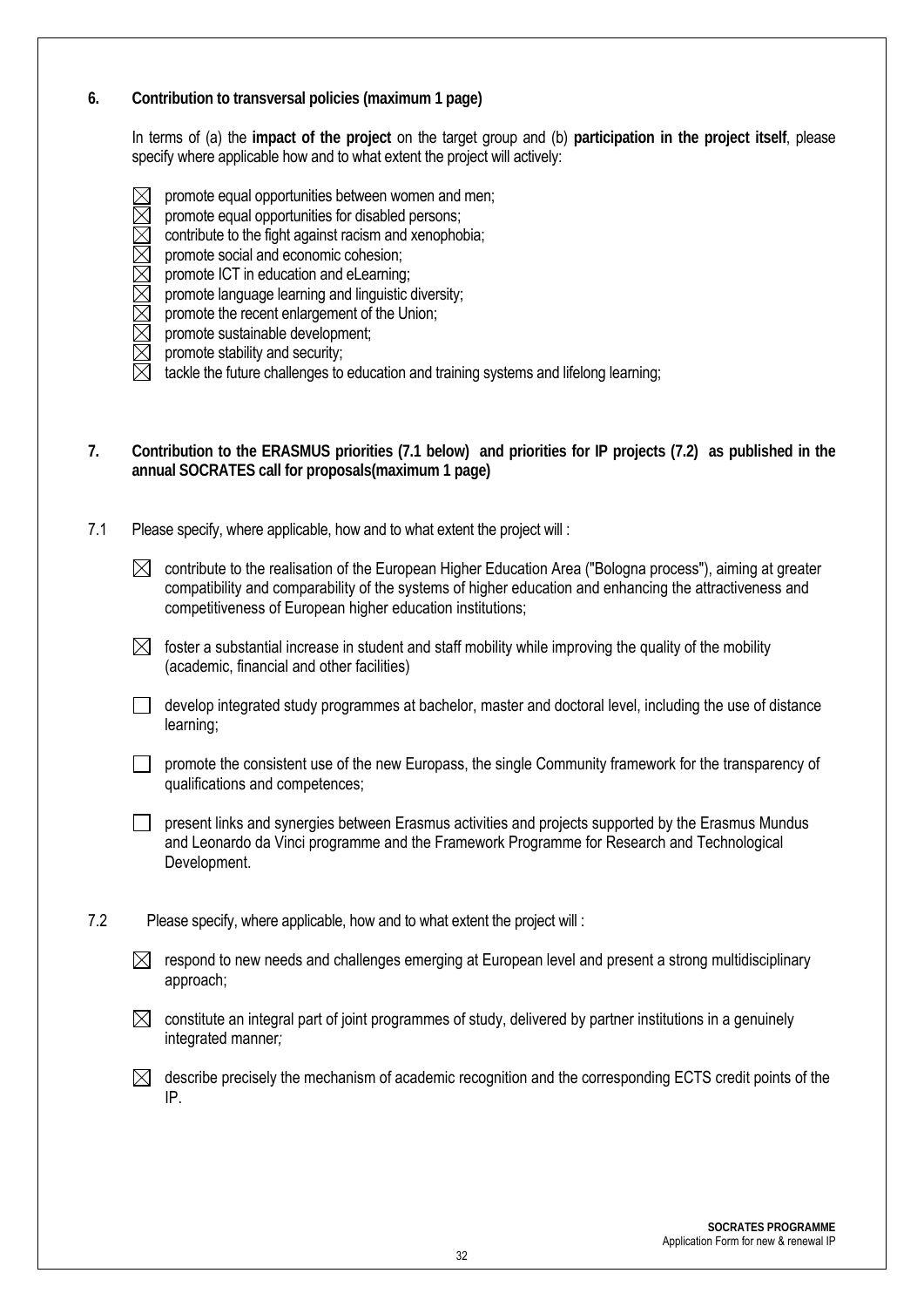**6. Contribution to transversal policies (maximum 1 page)**

In terms of (a) the **impact of the project** on the target group and (b) **participation in the project itself**, please specify where applicable how and to what extent the project will actively:

- ☒ promote equal opportunities between women and men;
- ☒ promote equal opportunities for disabled persons;
- ☒ contribute to the fight against racism and xenophobia;
- ☒ promote social and economic cohesion;
- ☒ promote ICT in education and eLearning;
- ☒ promote language learning and linguistic diversity;
- ☒ promote the recent enlargement of the Union;
- ☒ promote sustainable development;
- ☒ promote stability and security;
- ☒ tackle the future challenges to education and training systems and lifelong learning;

**7. Contribution to the ERASMUS priorities (7.1 below) and priorities for IP projects (7.2) as published in the annual SOCRATES call for proposals(maximum 1 page)**

7.1 Please specify, where applicable, how and to what extent the project will :

- ☒ contribute to the realisation of the European Higher Education Area ("Bologna process"), aiming at greater compatibility and comparability of the systems of higher education and enhancing the attractiveness and competitiveness of European higher education institutions;
- ☒ foster a substantial increase in student and staff mobility while improving the quality of the mobility (academic, financial and other facilities)
- ☐ develop integrated study programmes at bachelor, master and doctoral level, including the use of distance learning;
- ☐ promote the consistent use of the new Europass, the single Community framework for the transparency of qualifications and competences;
- ☐ present links and synergies between Erasmus activities and projects supported by the Erasmus Mundus and Leonardo da Vinci programme and the Framework Programme for Research and Technological Development.

7.2 Please specify, where applicable, how and to what extent the project will :

- ☒ respond to new needs and challenges emerging at European level and present a strong multidisciplinary approach;
- ☒ constitute an integral part of joint programmes of study, delivered by partner institutions in a genuinely integrated manner;
- ☒ describe precisely the mechanism of academic recognition and the corresponding ECTS credit points of the IP.